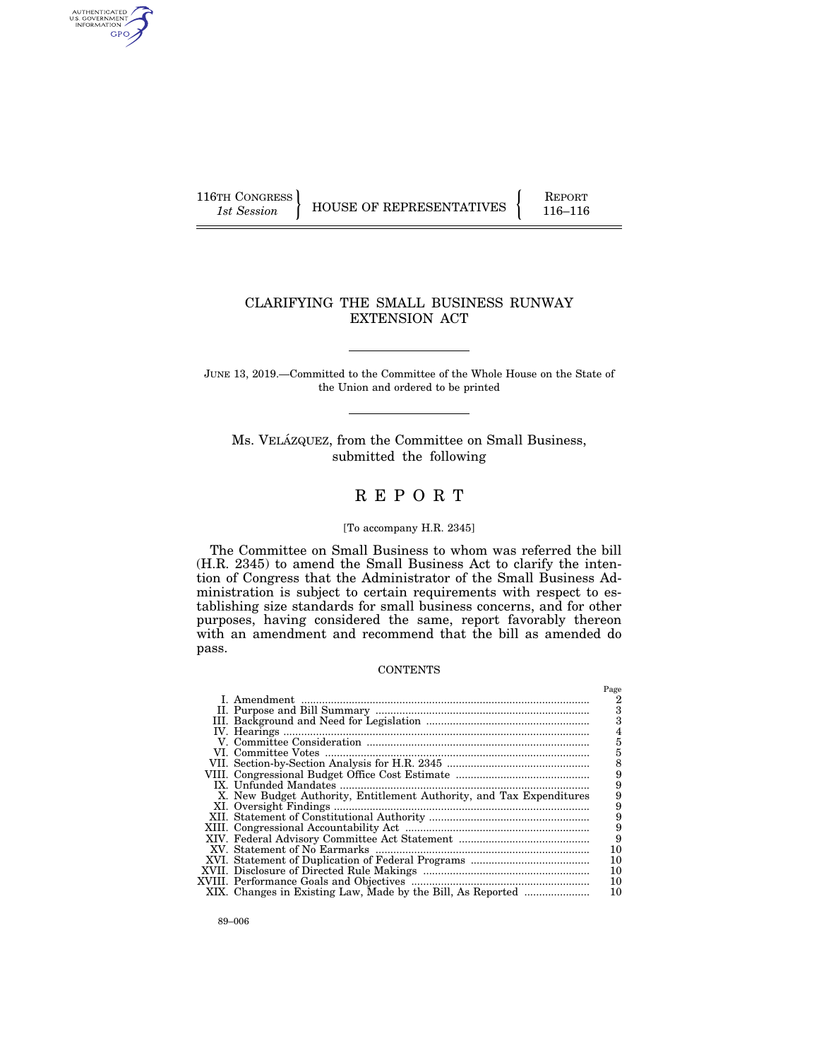116TH CONGRESS
*1st Session*

HOUSE OF REPRESENTATIVES

REPORT
116–116

# CLARIFYING THE SMALL BUSINESS RUNWAY EXTENSION ACT

JUNE 13, 2019.—Committed to the Committee of the Whole House on the State of the Union and ordered to be printed

Ms. VELÁZQUEZ, from the Committee on Small Business, submitted the following

# REPORT

[To accompany H.R. 2345]

The Committee on Small Business to whom was referred the bill (H.R. 2345) to amend the Small Business Act to clarify the intention of Congress that the Administrator of the Small Business Administration is subject to certain requirements with respect to establishing size standards for small business concerns, and for other purposes, having considered the same, report favorably thereon with an amendment and recommend that the bill as amended do pass.

CONTENTS

| | Page |
|---|---|
| I. Amendment | 2 |
| II. Purpose and Bill Summary | 3 |
| III. Background and Need for Legislation | 3 |
| IV. Hearings | 4 |
| V. Committee Consideration | 5 |
| VI. Committee Votes | 5 |
| VII. Section-by-Section Analysis for H.R. 2345 | 8 |
| VIII. Congressional Budget Office Cost Estimate | 9 |
| IX. Unfunded Mandates | 9 |
| X. New Budget Authority, Entitlement Authority, and Tax Expenditures | 9 |
| XI. Oversight Findings | 9 |
| XII. Statement of Constitutional Authority | 9 |
| XIII. Congressional Accountability Act | 9 |
| XIV. Federal Advisory Committee Act Statement | 9 |
| XV. Statement of No Earmarks | 10 |
| XVI. Statement of Duplication of Federal Programs | 10 |
| XVII. Disclosure of Directed Rule Makings | 10 |
| XVIII. Performance Goals and Objectives | 10 |
| XIX. Changes in Existing Law, Made by the Bill, As Reported | 10 |

89–006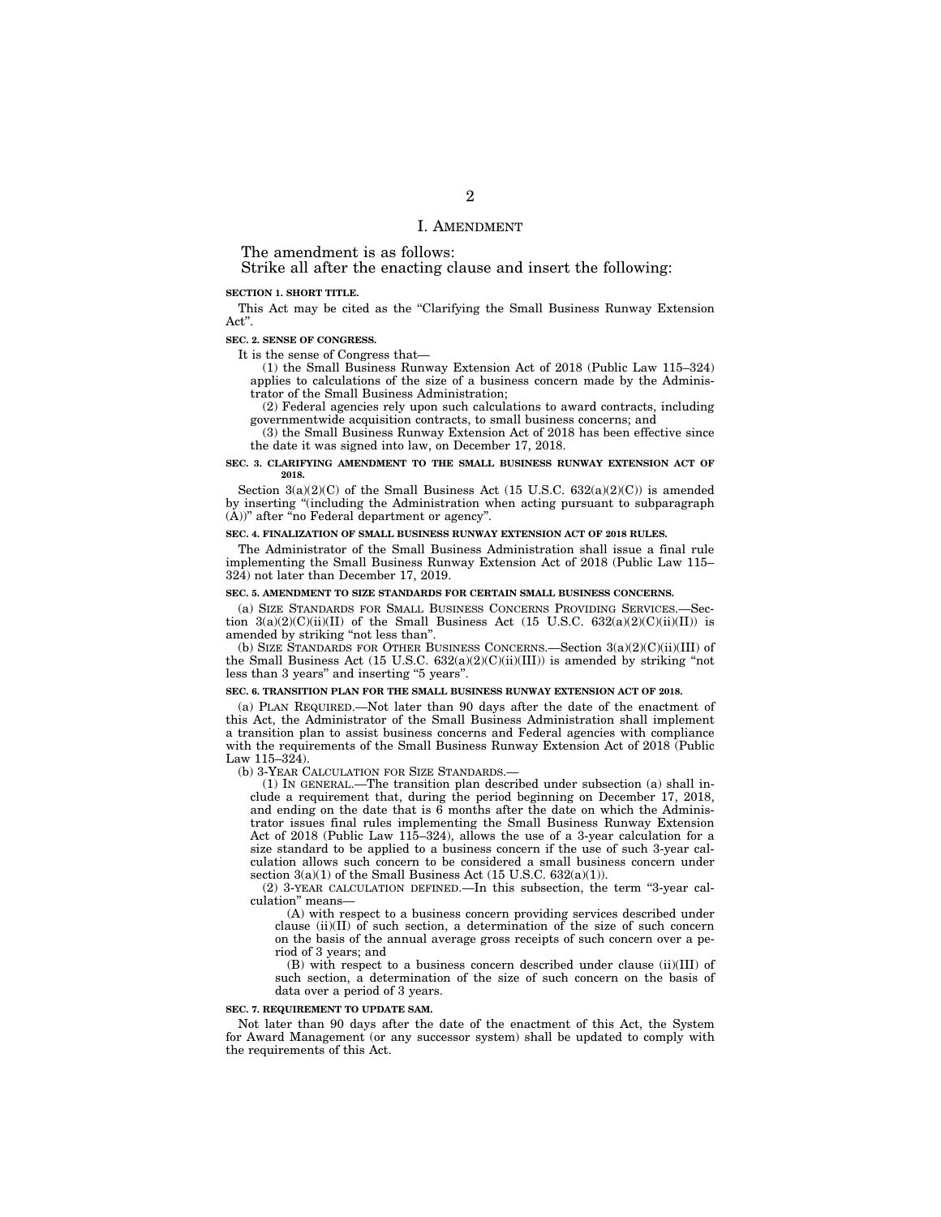## I. Amendment

The amendment is as follows:

Strike all after the enacting clause and insert the following:

**SECTION 1. SHORT TITLE.**

This Act may be cited as the "Clarifying the Small Business Runway Extension Act".

**SEC. 2. SENSE OF CONGRESS.**

It is the sense of Congress that—

(1) the Small Business Runway Extension Act of 2018 (Public Law 115–324) applies to calculations of the size of a business concern made by the Administrator of the Small Business Administration;

(2) Federal agencies rely upon such calculations to award contracts, including governmentwide acquisition contracts, to small business concerns; and

(3) the Small Business Runway Extension Act of 2018 has been effective since the date it was signed into law, on December 17, 2018.

**SEC. 3. CLARIFYING AMENDMENT TO THE SMALL BUSINESS RUNWAY EXTENSION ACT OF 2018.**

Section 3(a)(2)(C) of the Small Business Act (15 U.S.C. 632(a)(2)(C)) is amended by inserting "(including the Administration when acting pursuant to subparagraph (A))" after "no Federal department or agency".

**SEC. 4. FINALIZATION OF SMALL BUSINESS RUNWAY EXTENSION ACT OF 2018 RULES.**

The Administrator of the Small Business Administration shall issue a final rule implementing the Small Business Runway Extension Act of 2018 (Public Law 115–324) not later than December 17, 2019.

**SEC. 5. AMENDMENT TO SIZE STANDARDS FOR CERTAIN SMALL BUSINESS CONCERNS.**

(a) Size Standards for Small Business Concerns Providing Services.—Section 3(a)(2)(C)(ii)(II) of the Small Business Act (15 U.S.C. 632(a)(2)(C)(ii)(II)) is amended by striking "not less than".

(b) Size Standards for Other Business Concerns.—Section 3(a)(2)(C)(ii)(III) of the Small Business Act (15 U.S.C. 632(a)(2)(C)(ii)(III)) is amended by striking "not less than 3 years" and inserting "5 years".

**SEC. 6. TRANSITION PLAN FOR THE SMALL BUSINESS RUNWAY EXTENSION ACT OF 2018.**

(a) Plan Required.—Not later than 90 days after the date of the enactment of this Act, the Administrator of the Small Business Administration shall implement a transition plan to assist business concerns and Federal agencies with compliance with the requirements of the Small Business Runway Extension Act of 2018 (Public Law 115–324).

(b) 3-Year Calculation for Size Standards.—

(1) In general.—The transition plan described under subsection (a) shall include a requirement that, during the period beginning on December 17, 2018, and ending on the date that is 6 months after the date on which the Administrator issues final rules implementing the Small Business Runway Extension Act of 2018 (Public Law 115–324), allows the use of a 3-year calculation for a size standard to be applied to a business concern if the use of such 3-year calculation allows such concern to be considered a small business concern under section 3(a)(1) of the Small Business Act (15 U.S.C. 632(a)(1)).

(2) 3-year calculation defined.—In this subsection, the term "3-year calculation" means—

(A) with respect to a business concern providing services described under clause (ii)(II) of such section, a determination of the size of such concern on the basis of the annual average gross receipts of such concern over a period of 3 years; and

(B) with respect to a business concern described under clause (ii)(III) of such section, a determination of the size of such concern on the basis of data over a period of 3 years.

**SEC. 7. REQUIREMENT TO UPDATE SAM.**

Not later than 90 days after the date of the enactment of this Act, the System for Award Management (or any successor system) shall be updated to comply with the requirements of this Act.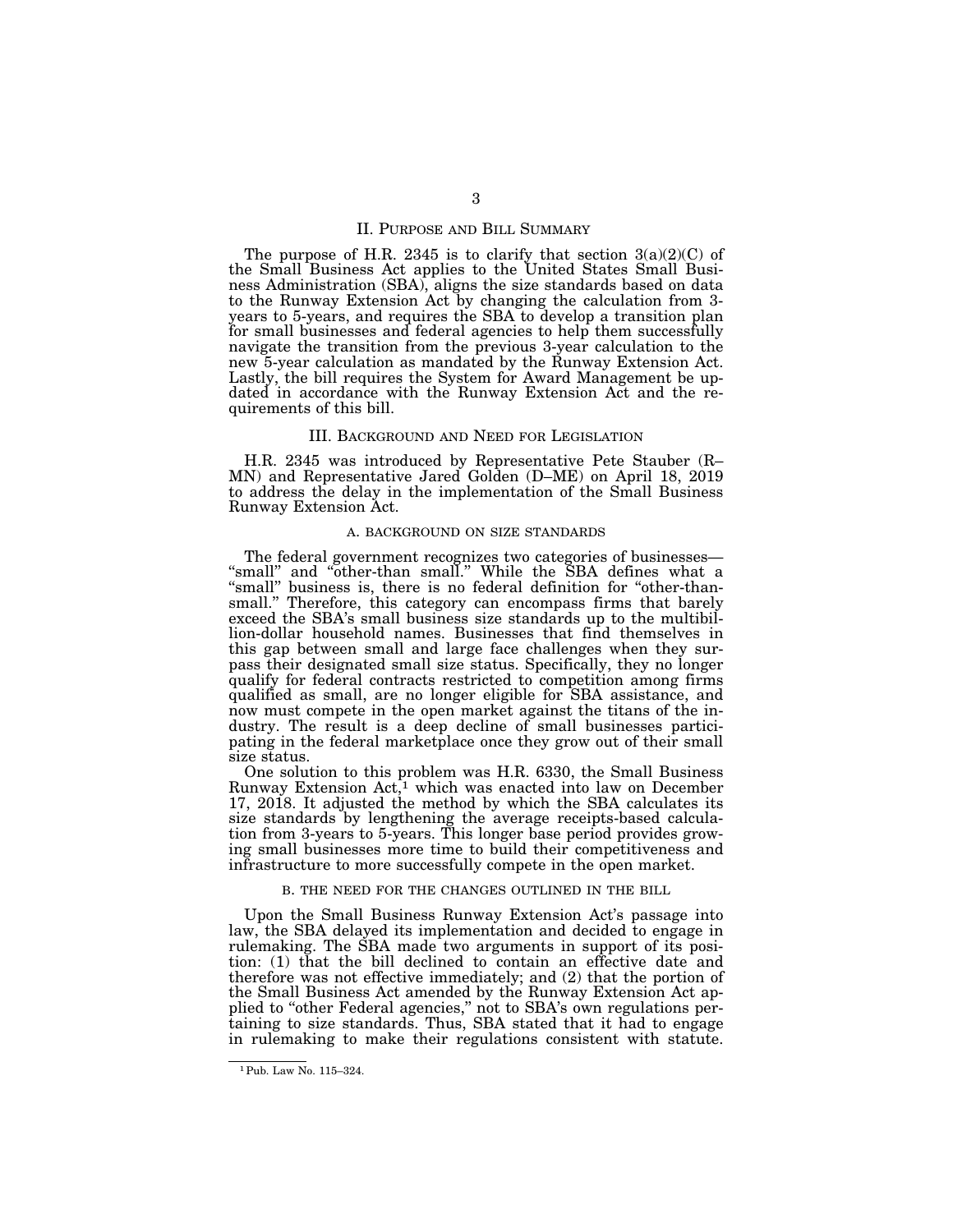## II. Purpose and Bill Summary

The purpose of H.R. 2345 is to clarify that section 3(a)(2)(C) of the Small Business Act applies to the United States Small Business Administration (SBA), aligns the size standards based on data to the Runway Extension Act by changing the calculation from 3-years to 5-years, and requires the SBA to develop a transition plan for small businesses and federal agencies to help them successfully navigate the transition from the previous 3-year calculation to the new 5-year calculation as mandated by the Runway Extension Act. Lastly, the bill requires the System for Award Management be updated in accordance with the Runway Extension Act and the requirements of this bill.

## III. Background and Need for Legislation

H.R. 2345 was introduced by Representative Pete Stauber (R–MN) and Representative Jared Golden (D–ME) on April 18, 2019 to address the delay in the implementation of the Small Business Runway Extension Act.

### A. Background on Size Standards

The federal government recognizes two categories of businesses—"small" and "other-than small." While the SBA defines what a "small" business is, there is no federal definition for "other-than-small." Therefore, this category can encompass firms that barely exceed the SBA's small business size standards up to the multibillion-dollar household names. Businesses that find themselves in this gap between small and large face challenges when they surpass their designated small size status. Specifically, they no longer qualify for federal contracts restricted to competition among firms qualified as small, are no longer eligible for SBA assistance, and now must compete in the open market against the titans of the industry. The result is a deep decline of small businesses participating in the federal marketplace once they grow out of their small size status.

One solution to this problem was H.R. 6330, the Small Business Runway Extension Act,[1] which was enacted into law on December 17, 2018. It adjusted the method by which the SBA calculates its size standards by lengthening the average receipts-based calculation from 3-years to 5-years. This longer base period provides growing small businesses more time to build their competitiveness and infrastructure to more successfully compete in the open market.

### B. The Need for the Changes Outlined in the Bill

Upon the Small Business Runway Extension Act's passage into law, the SBA delayed its implementation and decided to engage in rulemaking. The SBA made two arguments in support of its position: (1) that the bill declined to contain an effective date and therefore was not effective immediately; and (2) that the portion of the Small Business Act amended by the Runway Extension Act applied to "other Federal agencies," not to SBA's own regulations pertaining to size standards. Thus, SBA stated that it had to engage in rulemaking to make their regulations consistent with statute.

[1] Pub. Law No. 115–324.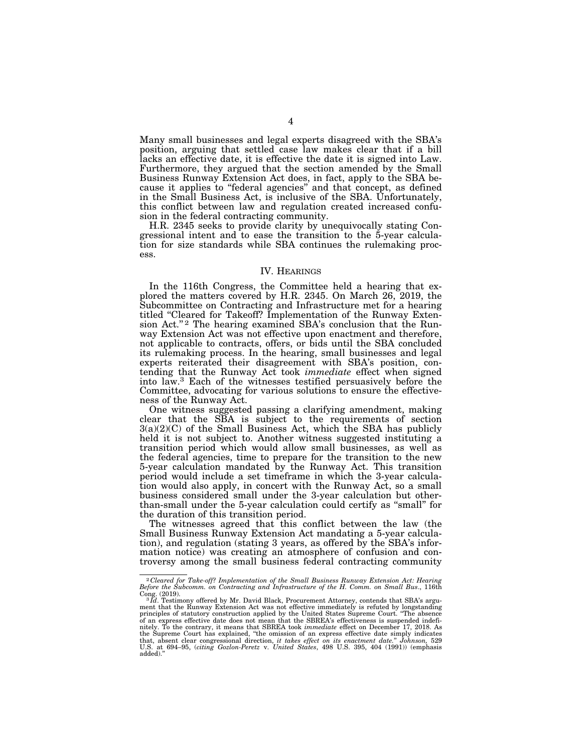Many small businesses and legal experts disagreed with the SBA's position, arguing that settled case law makes clear that if a bill lacks an effective date, it is effective the date it is signed into Law. Furthermore, they argued that the section amended by the Small Business Runway Extension Act does, in fact, apply to the SBA because it applies to "federal agencies" and that concept, as defined in the Small Business Act, is inclusive of the SBA. Unfortunately, this conflict between law and regulation created increased confusion in the federal contracting community.

H.R. 2345 seeks to provide clarity by unequivocally stating Congressional intent and to ease the transition to the 5-year calculation for size standards while SBA continues the rulemaking process.

## IV. Hearings

In the 116th Congress, the Committee held a hearing that explored the matters covered by H.R. 2345. On March 26, 2019, the Subcommittee on Contracting and Infrastructure met for a hearing titled "Cleared for Takeoff? Implementation of the Runway Extension Act."[2] The hearing examined SBA's conclusion that the Runway Extension Act was not effective upon enactment and therefore, not applicable to contracts, offers, or bids until the SBA concluded its rulemaking process. In the hearing, small businesses and legal experts reiterated their disagreement with SBA's position, contending that the Runway Act took *immediate* effect when signed into law.[3] Each of the witnesses testified persuasively before the Committee, advocating for various solutions to ensure the effectiveness of the Runway Act.

One witness suggested passing a clarifying amendment, making clear that the SBA is subject to the requirements of section 3(a)(2)(C) of the Small Business Act, which the SBA has publicly held it is not subject to. Another witness suggested instituting a transition period which would allow small businesses, as well as the federal agencies, time to prepare for the transition to the new 5-year calculation mandated by the Runway Act. This transition period would include a set timeframe in which the 3-year calculation would also apply, in concert with the Runway Act, so a small business considered small under the 3-year calculation but other-than-small under the 5-year calculation could certify as "small" for the duration of this transition period.

The witnesses agreed that this conflict between the law (the Small Business Runway Extension Act mandating a 5-year calculation), and regulation (stating 3 years, as offered by the SBA's information notice) was creating an atmosphere of confusion and controversy among the small business federal contracting community

---

[2] *Cleared for Take-off? Implementation of the Small Business Runway Extension Act: Hearing Before the Subcomm. on Contracting and Infrastructure of the H. Comm. on Small Bus*., 116th Cong. (2019).

[3] *Id*. Testimony offered by Mr. David Black, Procurement Attorney, contends that SBA's argument that the Runway Extension Act was not effective immediately is refuted by longstanding principles of statutory construction applied by the United States Supreme Court. "The absence of an express effective date does not mean that the SBREA's effectiveness is suspended indefinitely. To the contrary, it means that SBREA took *immediate* effect on December 17, 2018. As the Supreme Court has explained, "the omission of an express effective date simply indicates that, absent clear congressional direction, *it takes effect on its enactment date*." *Johnson,* 529 U.S. at 694–95, (*citing Gozlon-Peretz* v. *United States*, 498 U.S. 395, 404 (1991)) (emphasis added)."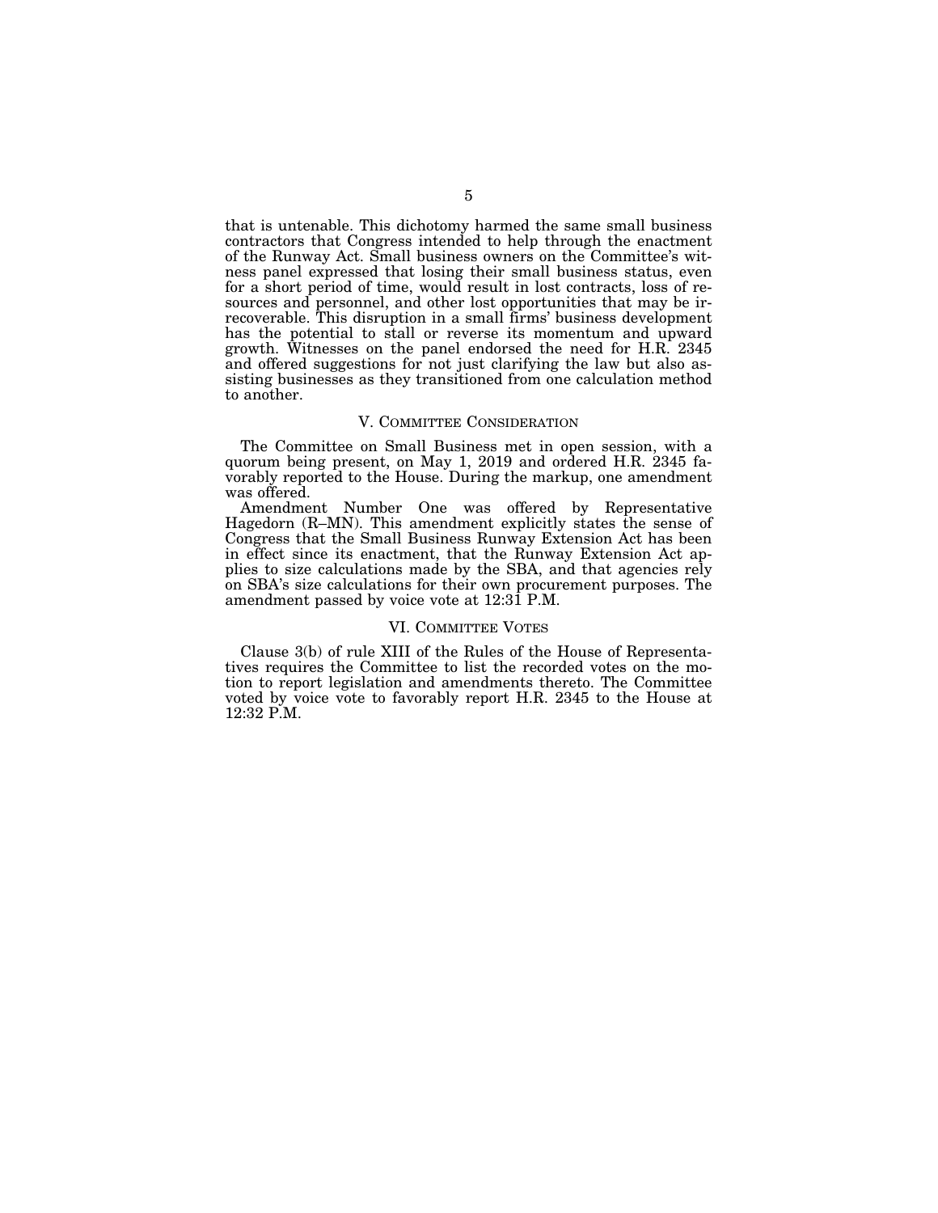that is untenable. This dichotomy harmed the same small business contractors that Congress intended to help through the enactment of the Runway Act. Small business owners on the Committee's witness panel expressed that losing their small business status, even for a short period of time, would result in lost contracts, loss of resources and personnel, and other lost opportunities that may be irrecoverable. This disruption in a small firms' business development has the potential to stall or reverse its momentum and upward growth. Witnesses on the panel endorsed the need for H.R. 2345 and offered suggestions for not just clarifying the law but also assisting businesses as they transitioned from one calculation method to another.

## V. Committee Consideration

The Committee on Small Business met in open session, with a quorum being present, on May 1, 2019 and ordered H.R. 2345 favorably reported to the House. During the markup, one amendment was offered.

Amendment Number One was offered by Representative Hagedorn (R–MN). This amendment explicitly states the sense of Congress that the Small Business Runway Extension Act has been in effect since its enactment, that the Runway Extension Act applies to size calculations made by the SBA, and that agencies rely on SBA's size calculations for their own procurement purposes. The amendment passed by voice vote at 12:31 P.M.

## VI. Committee Votes

Clause 3(b) of rule XIII of the Rules of the House of Representatives requires the Committee to list the recorded votes on the motion to report legislation and amendments thereto. The Committee voted by voice vote to favorably report H.R. 2345 to the House at 12:32 P.M.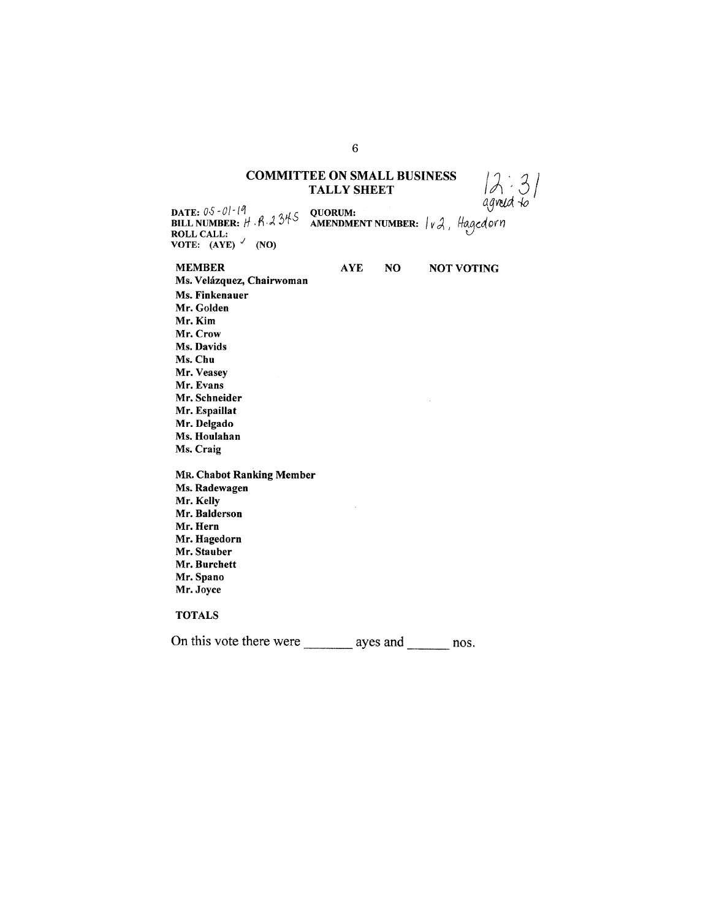## COMMITTEE ON SMALL BUSINESS
## TALLY SHEET

12:31
agreed to

**DATE:** 05-01-19
**BILL NUMBER:** H.R.2345
**ROLL CALL:**
**VOTE: (AYE)** ✓ **(NO)**

**QUORUM:**
**AMENDMENT NUMBER:** 1v2, Hagedorn

| MEMBER | AYE | NO | NOT VOTING |
|---|---|---|---|
| Ms. Velázquez, Chairwoman | | | |
| Ms. Finkenauer | | | |
| Mr. Golden | | | |
| Mr. Kim | | | |
| Mr. Crow | | | |
| Ms. Davids | | | |
| Ms. Chu | | | |
| Mr. Veasey | | | |
| Mr. Evans | | | |
| Mr. Schneider | | | |
| Mr. Espaillat | | | |
| Mr. Delgado | | | |
| Ms. Houlahan | | | |
| Ms. Craig | | | |
| Mr. Chabot Ranking Member | | | |
| Ms. Radewagen | | | |
| Mr. Kelly | | | |
| Mr. Balderson | | | |
| Mr. Hern | | | |
| Mr. Hagedorn | | | |
| Mr. Stauber | | | |
| Mr. Burchett | | | |
| Mr. Spano | | | |
| Mr. Joyce | | | |
| **TOTALS** | | | |

On this vote there were _______ ayes and ______ nos.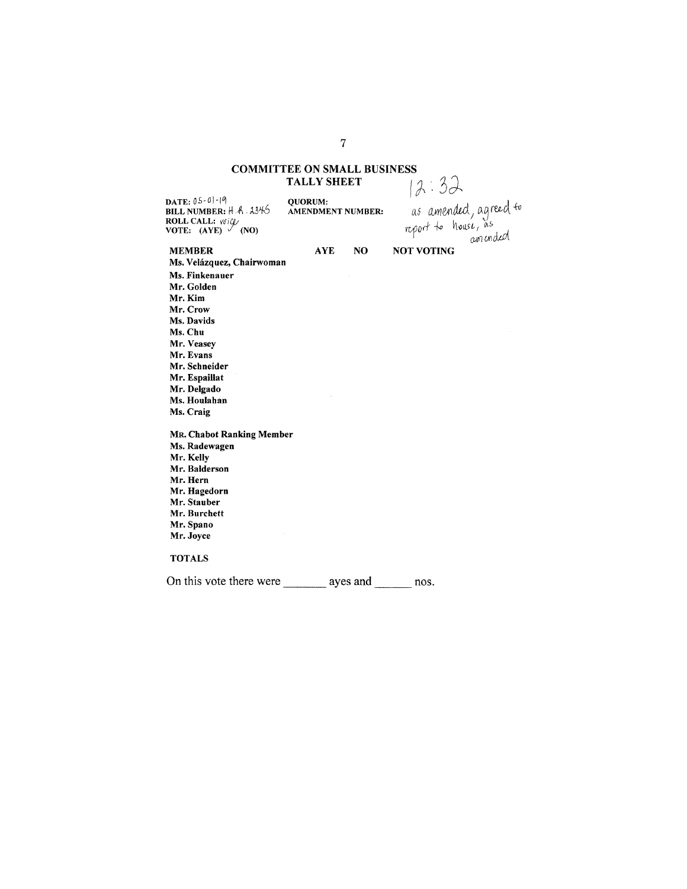## COMMITTEE ON SMALL BUSINESS
### TALLY SHEET

12:32

DATE: 05-01-19
BILL NUMBER: H.R. 2345
ROLL CALL: voice
VOTE: (AYE) ✓ (NO)

QUORUM:
AMENDMENT NUMBER:

as amended, agreed to report to house, as amended

| MEMBER | AYE | NO | NOT VOTING |
|---|---|---|---|
| **Ms. Velázquez, Chairwoman** | | | |
| **Ms. Finkenauer** | | | |
| **Mr. Golden** | | | |
| **Mr. Kim** | | | |
| **Mr. Crow** | | | |
| **Ms. Davids** | | | |
| **Ms. Chu** | | | |
| **Mr. Veasey** | | | |
| **Mr. Evans** | | | |
| **Mr. Schneider** | | | |
| **Mr. Espaillat** | | | |
| **Mr. Delgado** | | | |
| **Ms. Houlahan** | | | |
| **Ms. Craig** | | | |
| | | | |
| **MR. Chabot Ranking Member** | | | |
| **Ms. Radewagen** | | | |
| **Mr. Kelly** | | | |
| **Mr. Balderson** | | | |
| **Mr. Hern** | | | |
| **Mr. Hagedorn** | | | |
| **Mr. Stauber** | | | |
| **Mr. Burchett** | | | |
| **Mr. Spano** | | | |
| **Mr. Joyce** | | | |
| | | | |
| **TOTALS** | | | |

On this vote there were _______ ayes and ______ nos.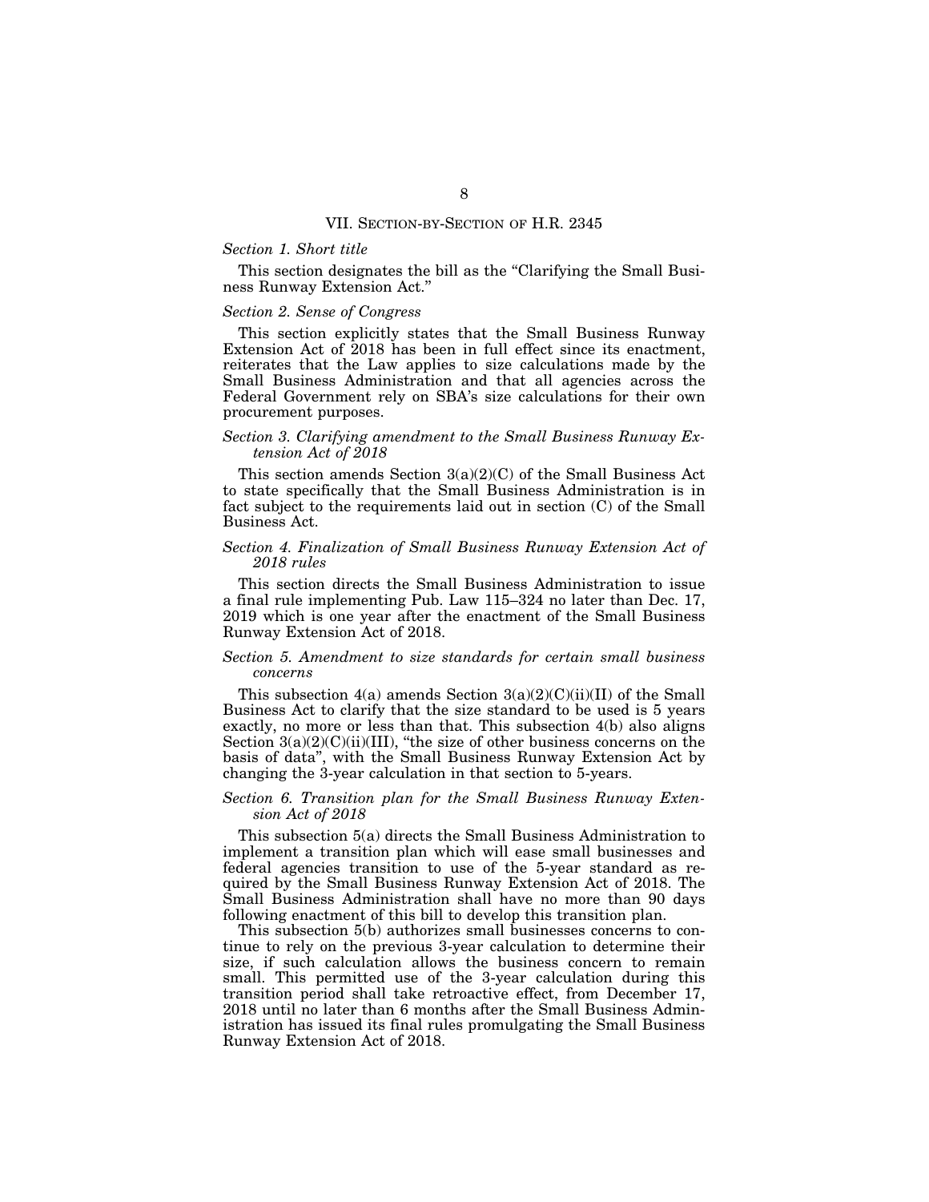## VII. Section-by-Section of H.R. 2345

### *Section 1. Short title*

This section designates the bill as the "Clarifying the Small Business Runway Extension Act."

### *Section 2. Sense of Congress*

This section explicitly states that the Small Business Runway Extension Act of 2018 has been in full effect since its enactment, reiterates that the Law applies to size calculations made by the Small Business Administration and that all agencies across the Federal Government rely on SBA's size calculations for their own procurement purposes.

### *Section 3. Clarifying amendment to the Small Business Runway Extension Act of 2018*

This section amends Section 3(a)(2)(C) of the Small Business Act to state specifically that the Small Business Administration is in fact subject to the requirements laid out in section (C) of the Small Business Act.

### *Section 4. Finalization of Small Business Runway Extension Act of 2018 rules*

This section directs the Small Business Administration to issue a final rule implementing Pub. Law 115–324 no later than Dec. 17, 2019 which is one year after the enactment of the Small Business Runway Extension Act of 2018.

### *Section 5. Amendment to size standards for certain small business concerns*

This subsection 4(a) amends Section 3(a)(2)(C)(ii)(II) of the Small Business Act to clarify that the size standard to be used is 5 years exactly, no more or less than that. This subsection 4(b) also aligns Section 3(a)(2)(C)(ii)(III), "the size of other business concerns on the basis of data", with the Small Business Runway Extension Act by changing the 3-year calculation in that section to 5-years.

### *Section 6. Transition plan for the Small Business Runway Extension Act of 2018*

This subsection 5(a) directs the Small Business Administration to implement a transition plan which will ease small businesses and federal agencies transition to use of the 5-year standard as required by the Small Business Runway Extension Act of 2018. The Small Business Administration shall have no more than 90 days following enactment of this bill to develop this transition plan.

This subsection 5(b) authorizes small businesses concerns to continue to rely on the previous 3-year calculation to determine their size, if such calculation allows the business concern to remain small. This permitted use of the 3-year calculation during this transition period shall take retroactive effect, from December 17, 2018 until no later than 6 months after the Small Business Administration has issued its final rules promulgating the Small Business Runway Extension Act of 2018.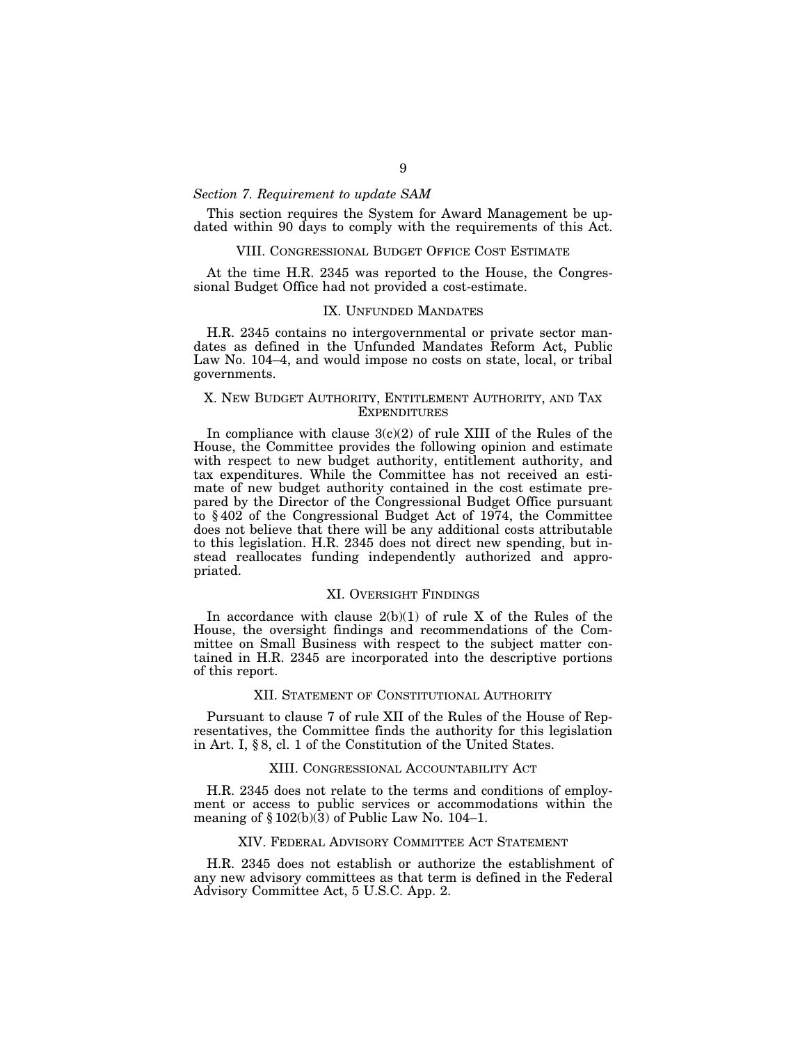*Section 7. Requirement to update SAM*

This section requires the System for Award Management be updated within 90 days to comply with the requirements of this Act.

## VIII. Congressional Budget Office Cost Estimate

At the time H.R. 2345 was reported to the House, the Congressional Budget Office had not provided a cost-estimate.

## IX. Unfunded Mandates

H.R. 2345 contains no intergovernmental or private sector mandates as defined in the Unfunded Mandates Reform Act, Public Law No. 104–4, and would impose no costs on state, local, or tribal governments.

## X. New Budget Authority, Entitlement Authority, and Tax Expenditures

In compliance with clause 3(c)(2) of rule XIII of the Rules of the House, the Committee provides the following opinion and estimate with respect to new budget authority, entitlement authority, and tax expenditures. While the Committee has not received an estimate of new budget authority contained in the cost estimate prepared by the Director of the Congressional Budget Office pursuant to § 402 of the Congressional Budget Act of 1974, the Committee does not believe that there will be any additional costs attributable to this legislation. H.R. 2345 does not direct new spending, but instead reallocates funding independently authorized and appropriated.

## XI. Oversight Findings

In accordance with clause 2(b)(1) of rule X of the Rules of the House, the oversight findings and recommendations of the Committee on Small Business with respect to the subject matter contained in H.R. 2345 are incorporated into the descriptive portions of this report.

## XII. Statement of Constitutional Authority

Pursuant to clause 7 of rule XII of the Rules of the House of Representatives, the Committee finds the authority for this legislation in Art. I, § 8, cl. 1 of the Constitution of the United States.

## XIII. Congressional Accountability Act

H.R. 2345 does not relate to the terms and conditions of employment or access to public services or accommodations within the meaning of § 102(b)(3) of Public Law No. 104–1.

## XIV. Federal Advisory Committee Act Statement

H.R. 2345 does not establish or authorize the establishment of any new advisory committees as that term is defined in the Federal Advisory Committee Act, 5 U.S.C. App. 2.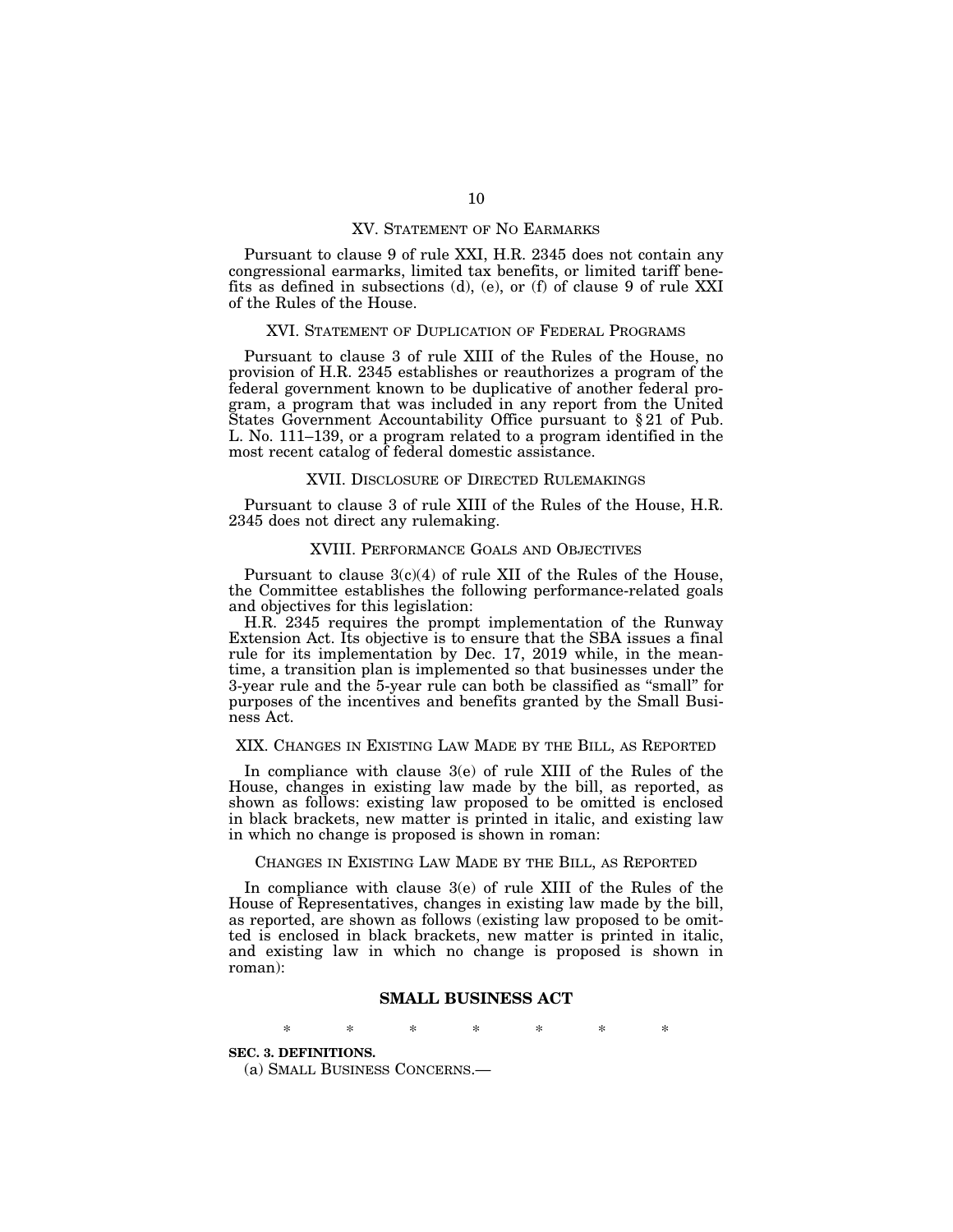## XV. Statement of No Earmarks

Pursuant to clause 9 of rule XXI, H.R. 2345 does not contain any congressional earmarks, limited tax benefits, or limited tariff benefits as defined in subsections (d), (e), or (f) of clause 9 of rule XXI of the Rules of the House.

## XVI. Statement of Duplication of Federal Programs

Pursuant to clause 3 of rule XIII of the Rules of the House, no provision of H.R. 2345 establishes or reauthorizes a program of the federal government known to be duplicative of another federal program, a program that was included in any report from the United States Government Accountability Office pursuant to § 21 of Pub. L. No. 111–139, or a program related to a program identified in the most recent catalog of federal domestic assistance.

## XVII. Disclosure of Directed Rulemakings

Pursuant to clause 3 of rule XIII of the Rules of the House, H.R. 2345 does not direct any rulemaking.

## XVIII. Performance Goals and Objectives

Pursuant to clause 3(c)(4) of rule XII of the Rules of the House, the Committee establishes the following performance-related goals and objectives for this legislation:

H.R. 2345 requires the prompt implementation of the Runway Extension Act. Its objective is to ensure that the SBA issues a final rule for its implementation by Dec. 17, 2019 while, in the meantime, a transition plan is implemented so that businesses under the 3-year rule and the 5-year rule can both be classified as "small" for purposes of the incentives and benefits granted by the Small Business Act.

## XIX. Changes in Existing Law Made by the Bill, as Reported

In compliance with clause 3(e) of rule XIII of the Rules of the House, changes in existing law made by the bill, as reported, as shown as follows: existing law proposed to be omitted is enclosed in black brackets, new matter is printed in italic, and existing law in which no change is proposed is shown in roman:

### Changes in Existing Law Made by the Bill, as Reported

In compliance with clause 3(e) of rule XIII of the Rules of the House of Representatives, changes in existing law made by the bill, as reported, are shown as follows (existing law proposed to be omitted is enclosed in black brackets, new matter is printed in italic, and existing law in which no change is proposed is shown in roman):

### SMALL BUSINESS ACT

\* \* \* \* \* \* \*

**SEC. 3. DEFINITIONS.**

(a) Small Business Concerns.—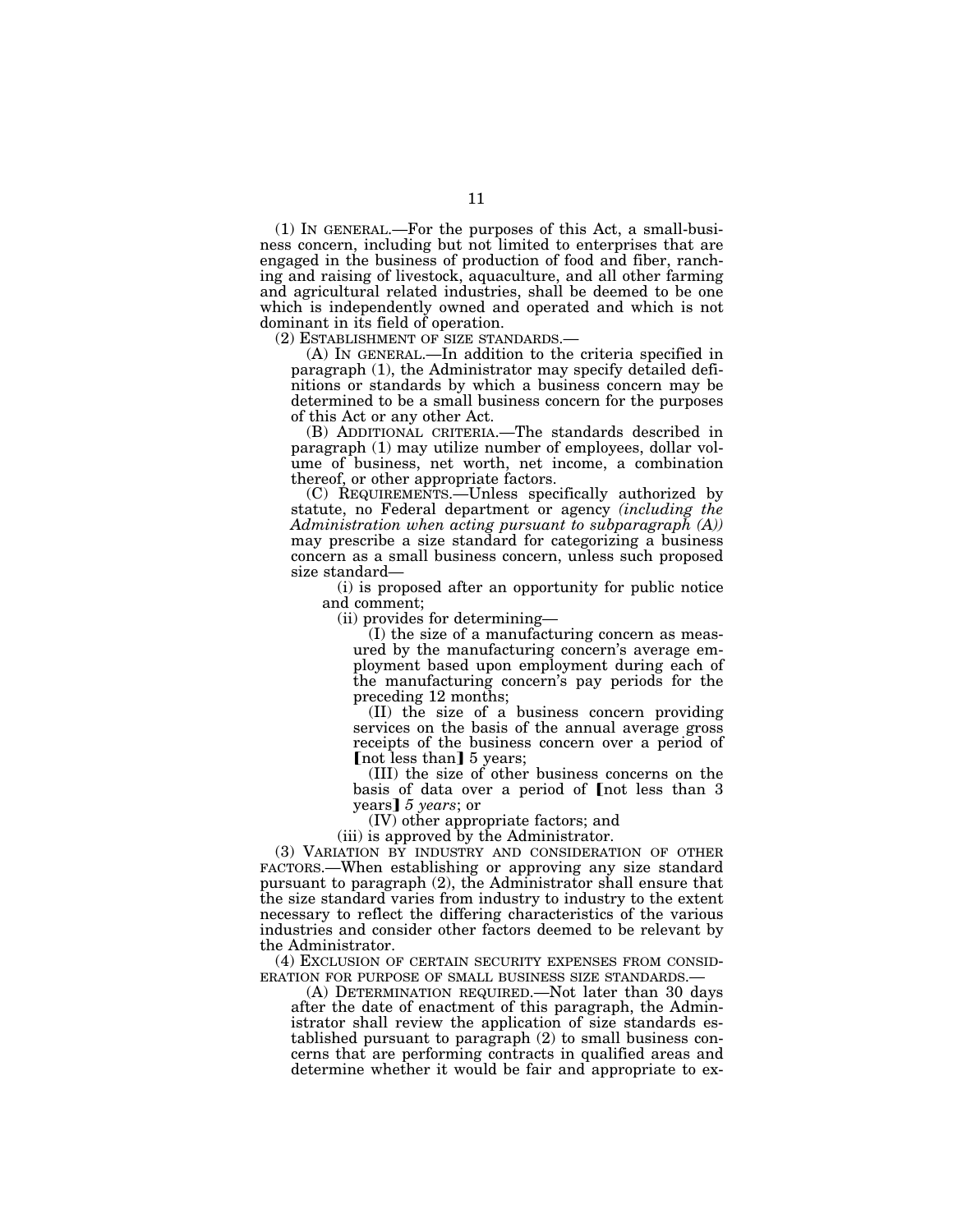(1) IN GENERAL.—For the purposes of this Act, a small-business concern, including but not limited to enterprises that are engaged in the business of production of food and fiber, ranching and raising of livestock, aquaculture, and all other farming and agricultural related industries, shall be deemed to be one which is independently owned and operated and which is not dominant in its field of operation.

(2) ESTABLISHMENT OF SIZE STANDARDS.—

(A) IN GENERAL.—In addition to the criteria specified in paragraph (1), the Administrator may specify detailed definitions or standards by which a business concern may be determined to be a small business concern for the purposes of this Act or any other Act.

(B) ADDITIONAL CRITERIA.—The standards described in paragraph (1) may utilize number of employees, dollar volume of business, net worth, net income, a combination thereof, or other appropriate factors.

(C) REQUIREMENTS.—Unless specifically authorized by statute, no Federal department or agency *(including the Administration when acting pursuant to subparagraph (A))* may prescribe a size standard for categorizing a business concern as a small business concern, unless such proposed size standard—

(i) is proposed after an opportunity for public notice and comment;

(ii) provides for determining—

(I) the size of a manufacturing concern as measured by the manufacturing concern's average employment based upon employment during each of the manufacturing concern's pay periods for the preceding 12 months;

(II) the size of a business concern providing services on the basis of the annual average gross receipts of the business concern over a period of ⟦not less than⟧ 5 years;

(III) the size of other business concerns on the basis of data over a period of ⟦not less than 3 years⟧ *5 years*; or

(IV) other appropriate factors; and

(iii) is approved by the Administrator.

(3) VARIATION BY INDUSTRY AND CONSIDERATION OF OTHER FACTORS.—When establishing or approving any size standard pursuant to paragraph (2), the Administrator shall ensure that the size standard varies from industry to industry to the extent necessary to reflect the differing characteristics of the various industries and consider other factors deemed to be relevant by the Administrator.

(4) EXCLUSION OF CERTAIN SECURITY EXPENSES FROM CONSIDERATION FOR PURPOSE OF SMALL BUSINESS SIZE STANDARDS.—

(A) DETERMINATION REQUIRED.—Not later than 30 days after the date of enactment of this paragraph, the Administrator shall review the application of size standards established pursuant to paragraph (2) to small business concerns that are performing contracts in qualified areas and determine whether it would be fair and appropriate to ex-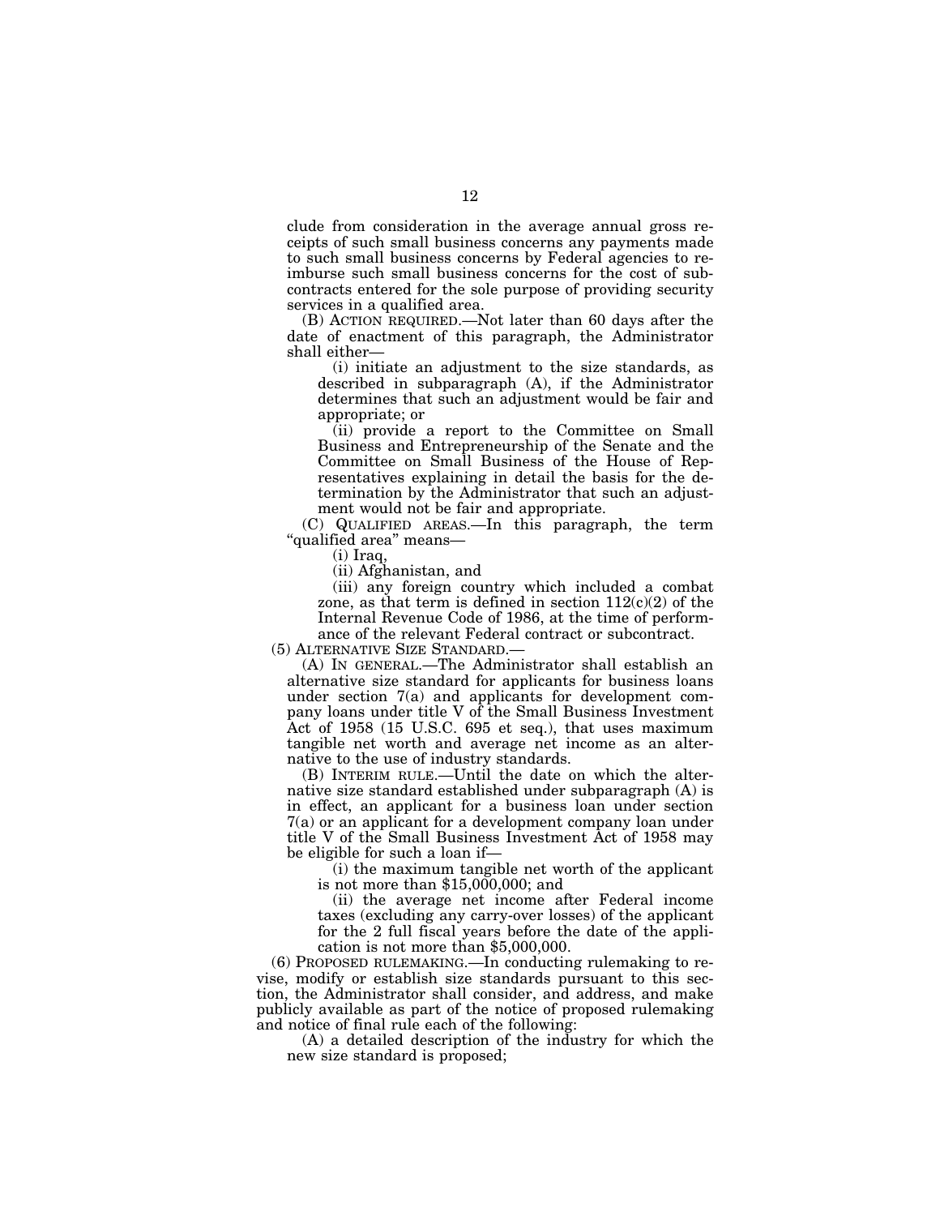clude from consideration in the average annual gross receipts of such small business concerns any payments made to such small business concerns by Federal agencies to reimburse such small business concerns for the cost of subcontracts entered for the sole purpose of providing security services in a qualified area.

(B) ACTION REQUIRED.—Not later than 60 days after the date of enactment of this paragraph, the Administrator shall either—

(i) initiate an adjustment to the size standards, as described in subparagraph (A), if the Administrator determines that such an adjustment would be fair and appropriate; or

(ii) provide a report to the Committee on Small Business and Entrepreneurship of the Senate and the Committee on Small Business of the House of Representatives explaining in detail the basis for the determination by the Administrator that such an adjustment would not be fair and appropriate.

(C) QUALIFIED AREAS.—In this paragraph, the term "qualified area" means—

(i) Iraq,

(ii) Afghanistan, and

(iii) any foreign country which included a combat zone, as that term is defined in section 112(c)(2) of the Internal Revenue Code of 1986, at the time of performance of the relevant Federal contract or subcontract.

(5) ALTERNATIVE SIZE STANDARD.—

(A) IN GENERAL.—The Administrator shall establish an alternative size standard for applicants for business loans under section 7(a) and applicants for development company loans under title V of the Small Business Investment Act of 1958 (15 U.S.C. 695 et seq.), that uses maximum tangible net worth and average net income as an alternative to the use of industry standards.

(B) INTERIM RULE.—Until the date on which the alternative size standard established under subparagraph (A) is in effect, an applicant for a business loan under section 7(a) or an applicant for a development company loan under title V of the Small Business Investment Act of 1958 may be eligible for such a loan if—

(i) the maximum tangible net worth of the applicant is not more than $15,000,000; and

(ii) the average net income after Federal income taxes (excluding any carry-over losses) of the applicant for the 2 full fiscal years before the date of the application is not more than $5,000,000.

(6) PROPOSED RULEMAKING.—In conducting rulemaking to revise, modify or establish size standards pursuant to this section, the Administrator shall consider, and address, and make publicly available as part of the notice of proposed rulemaking and notice of final rule each of the following:

(A) a detailed description of the industry for which the new size standard is proposed;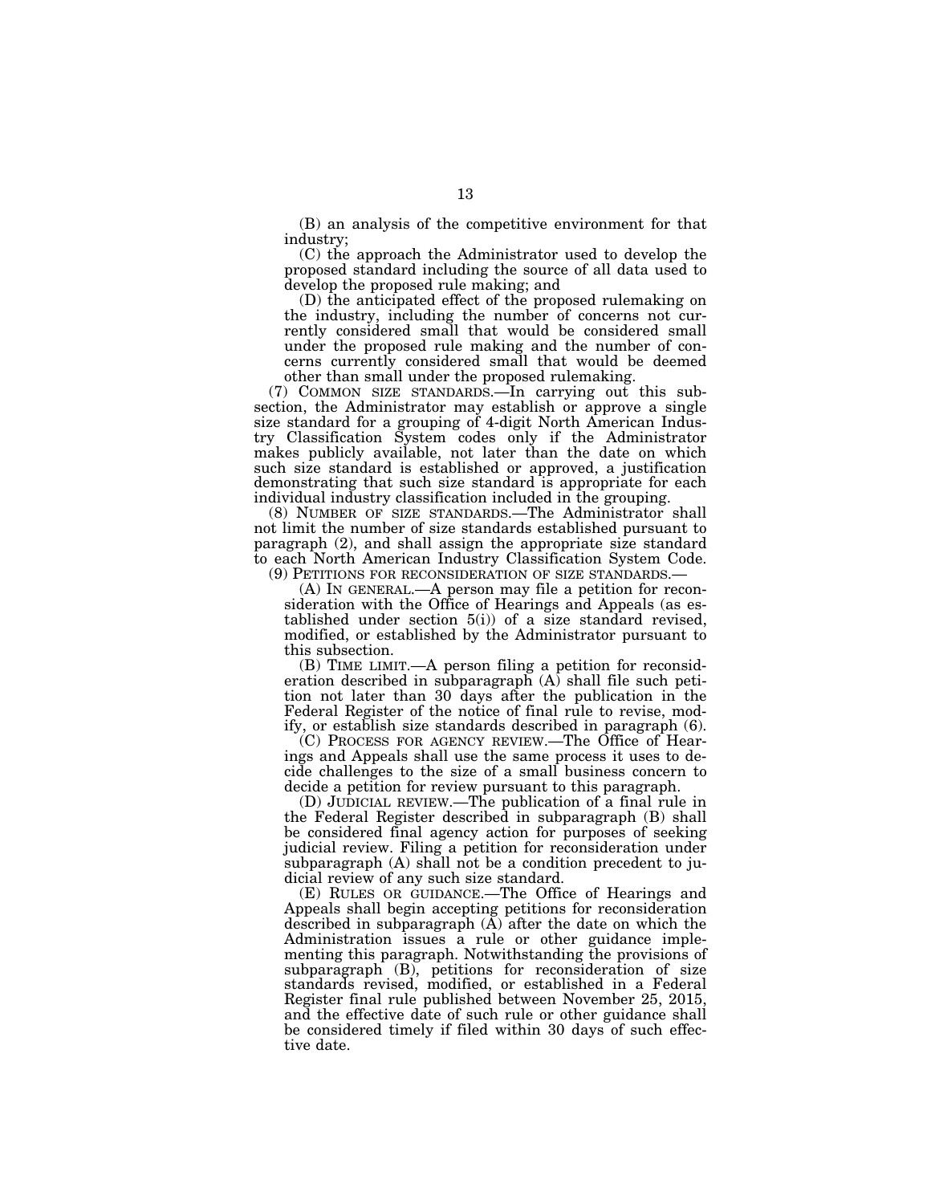(B) an analysis of the competitive environment for that industry;

(C) the approach the Administrator used to develop the proposed standard including the source of all data used to develop the proposed rule making; and

(D) the anticipated effect of the proposed rulemaking on the industry, including the number of concerns not currently considered small that would be considered small under the proposed rule making and the number of concerns currently considered small that would be deemed other than small under the proposed rulemaking.

(7) COMMON SIZE STANDARDS.—In carrying out this subsection, the Administrator may establish or approve a single size standard for a grouping of 4-digit North American Industry Classification System codes only if the Administrator makes publicly available, not later than the date on which such size standard is established or approved, a justification demonstrating that such size standard is appropriate for each individual industry classification included in the grouping.

(8) NUMBER OF SIZE STANDARDS.—The Administrator shall not limit the number of size standards established pursuant to paragraph (2), and shall assign the appropriate size standard to each North American Industry Classification System Code.

(9) PETITIONS FOR RECONSIDERATION OF SIZE STANDARDS.—

(A) IN GENERAL.—A person may file a petition for reconsideration with the Office of Hearings and Appeals (as established under section 5(i)) of a size standard revised, modified, or established by the Administrator pursuant to this subsection.

(B) TIME LIMIT.—A person filing a petition for reconsideration described in subparagraph (A) shall file such petition not later than 30 days after the publication in the Federal Register of the notice of final rule to revise, modify, or establish size standards described in paragraph (6).

(C) PROCESS FOR AGENCY REVIEW.—The Office of Hearings and Appeals shall use the same process it uses to decide challenges to the size of a small business concern to decide a petition for review pursuant to this paragraph.

(D) JUDICIAL REVIEW.—The publication of a final rule in the Federal Register described in subparagraph (B) shall be considered final agency action for purposes of seeking judicial review. Filing a petition for reconsideration under subparagraph (A) shall not be a condition precedent to judicial review of any such size standard.

(E) RULES OR GUIDANCE.—The Office of Hearings and Appeals shall begin accepting petitions for reconsideration described in subparagraph (A) after the date on which the Administration issues a rule or other guidance implementing this paragraph. Notwithstanding the provisions of subparagraph (B), petitions for reconsideration of size standards revised, modified, or established in a Federal Register final rule published between November 25, 2015, and the effective date of such rule or other guidance shall be considered timely if filed within 30 days of such effective date.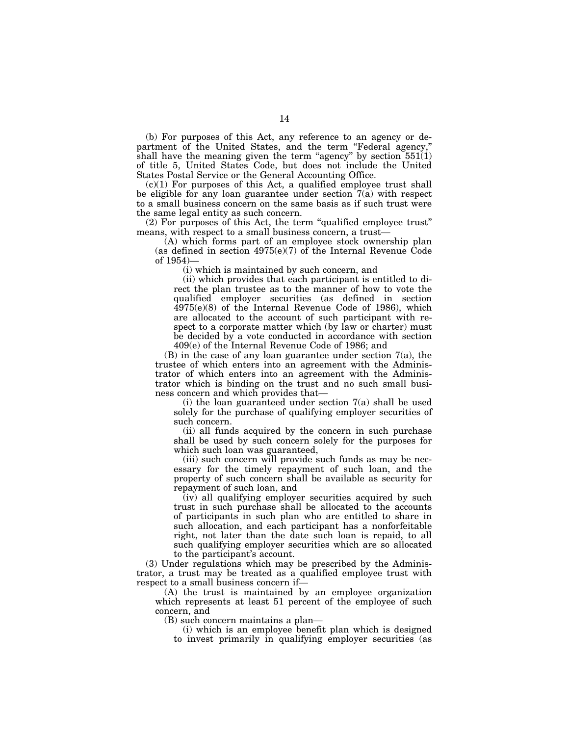(b) For purposes of this Act, any reference to an agency or department of the United States, and the term "Federal agency," shall have the meaning given the term "agency" by section 551(1) of title 5, United States Code, but does not include the United States Postal Service or the General Accounting Office.

(c)(1) For purposes of this Act, a qualified employee trust shall be eligible for any loan guarantee under section 7(a) with respect to a small business concern on the same basis as if such trust were the same legal entity as such concern.

(2) For purposes of this Act, the term "qualified employee trust" means, with respect to a small business concern, a trust—

(A) which forms part of an employee stock ownership plan (as defined in section 4975(e)(7) of the Internal Revenue Code of 1954)—

(i) which is maintained by such concern, and

(ii) which provides that each participant is entitled to direct the plan trustee as to the manner of how to vote the qualified employer securities (as defined in section 4975(e)(8) of the Internal Revenue Code of 1986), which are allocated to the account of such participant with respect to a corporate matter which (by law or charter) must be decided by a vote conducted in accordance with section 409(e) of the Internal Revenue Code of 1986; and

(B) in the case of any loan guarantee under section 7(a), the trustee of which enters into an agreement with the Administrator of which enters into an agreement with the Administrator which is binding on the trust and no such small business concern and which provides that—

(i) the loan guaranteed under section 7(a) shall be used solely for the purchase of qualifying employer securities of such concern.

(ii) all funds acquired by the concern in such purchase shall be used by such concern solely for the purposes for which such loan was guaranteed,

(iii) such concern will provide such funds as may be necessary for the timely repayment of such loan, and the property of such concern shall be available as security for repayment of such loan, and

(iv) all qualifying employer securities acquired by such trust in such purchase shall be allocated to the accounts of participants in such plan who are entitled to share in such allocation, and each participant has a nonforfeitable right, not later than the date such loan is repaid, to all such qualifying employer securities which are so allocated to the participant's account.

(3) Under regulations which may be prescribed by the Administrator, a trust may be treated as a qualified employee trust with respect to a small business concern if—

(A) the trust is maintained by an employee organization which represents at least 51 percent of the employee of such concern, and

(B) such concern maintains a plan—

(i) which is an employee benefit plan which is designed to invest primarily in qualifying employer securities (as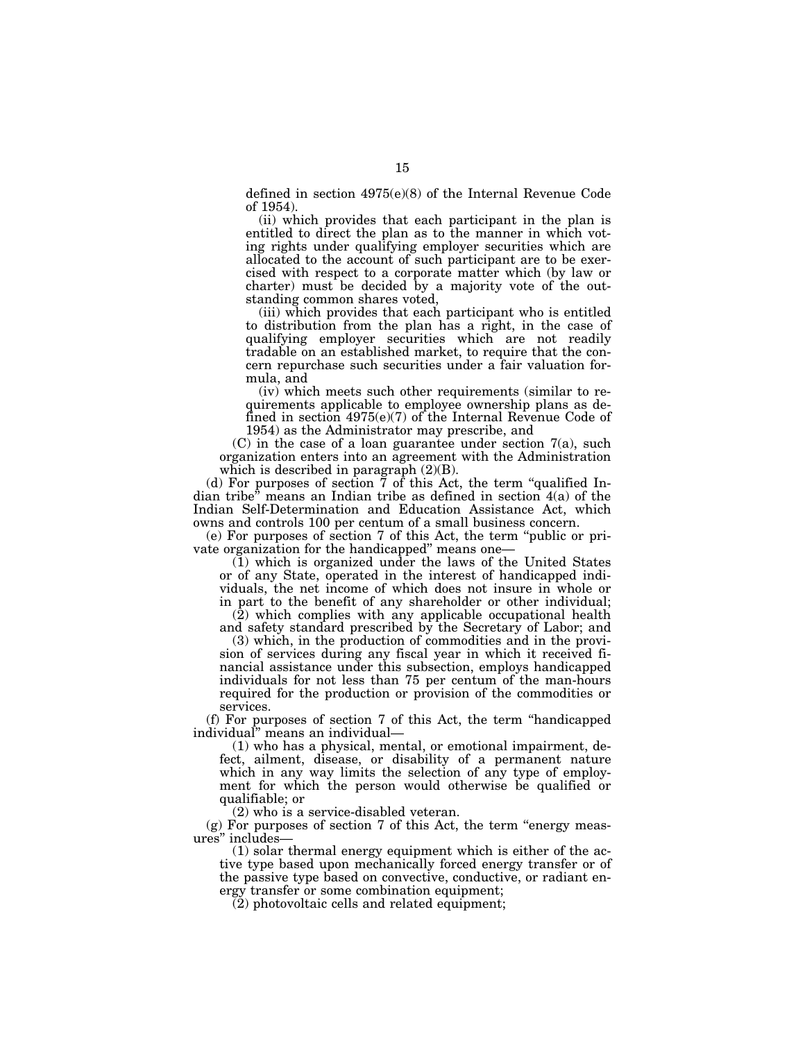defined in section 4975(e)(8) of the Internal Revenue Code of 1954).

(ii) which provides that each participant in the plan is entitled to direct the plan as to the manner in which voting rights under qualifying employer securities which are allocated to the account of such participant are to be exercised with respect to a corporate matter which (by law or charter) must be decided by a majority vote of the outstanding common shares voted,

(iii) which provides that each participant who is entitled to distribution from the plan has a right, in the case of qualifying employer securities which are not readily tradable on an established market, to require that the concern repurchase such securities under a fair valuation formula, and

(iv) which meets such other requirements (similar to requirements applicable to employee ownership plans as defined in section 4975(e)(7) of the Internal Revenue Code of 1954) as the Administrator may prescribe, and

(C) in the case of a loan guarantee under section 7(a), such organization enters into an agreement with the Administration which is described in paragraph (2)(B).

(d) For purposes of section 7 of this Act, the term "qualified Indian tribe" means an Indian tribe as defined in section 4(a) of the Indian Self-Determination and Education Assistance Act, which owns and controls 100 per centum of a small business concern.

(e) For purposes of section 7 of this Act, the term "public or private organization for the handicapped" means one—

(1) which is organized under the laws of the United States or of any State, operated in the interest of handicapped individuals, the net income of which does not insure in whole or in part to the benefit of any shareholder or other individual;

(2) which complies with any applicable occupational health and safety standard prescribed by the Secretary of Labor; and

(3) which, in the production of commodities and in the provision of services during any fiscal year in which it received financial assistance under this subsection, employs handicapped individuals for not less than 75 per centum of the man-hours required for the production or provision of the commodities or services.

(f) For purposes of section 7 of this Act, the term "handicapped individual" means an individual—

(1) who has a physical, mental, or emotional impairment, defect, ailment, disease, or disability of a permanent nature which in any way limits the selection of any type of employment for which the person would otherwise be qualified or qualifiable; or

(2) who is a service-disabled veteran.

(g) For purposes of section 7 of this Act, the term "energy measures" includes—

(1) solar thermal energy equipment which is either of the active type based upon mechanically forced energy transfer or of the passive type based on convective, conductive, or radiant energy transfer or some combination equipment;

(2) photovoltaic cells and related equipment;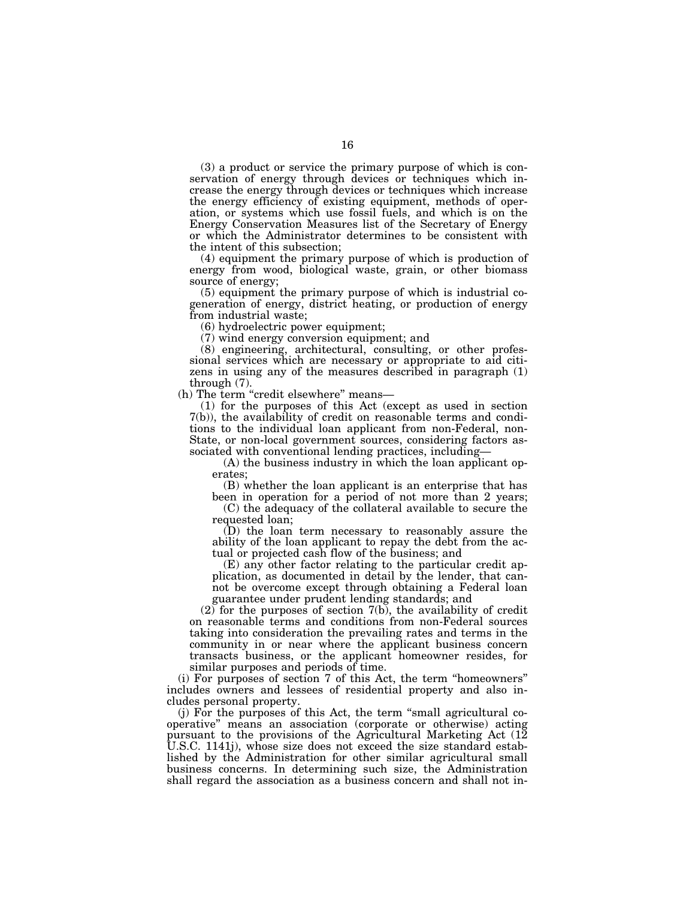(3) a product or service the primary purpose of which is conservation of energy through devices or techniques which increase the energy through devices or techniques which increase the energy efficiency of existing equipment, methods of operation, or systems which use fossil fuels, and which is on the Energy Conservation Measures list of the Secretary of Energy or which the Administrator determines to be consistent with the intent of this subsection;

(4) equipment the primary purpose of which is production of energy from wood, biological waste, grain, or other biomass source of energy;

(5) equipment the primary purpose of which is industrial cogeneration of energy, district heating, or production of energy from industrial waste;

(6) hydroelectric power equipment;

(7) wind energy conversion equipment; and

(8) engineering, architectural, consulting, or other professional services which are necessary or appropriate to aid citizens in using any of the measures described in paragraph (1) through (7).

(h) The term "credit elsewhere" means—

(1) for the purposes of this Act (except as used in section 7(b)), the availability of credit on reasonable terms and conditions to the individual loan applicant from non-Federal, non-State, or non-local government sources, considering factors associated with conventional lending practices, including—

(A) the business industry in which the loan applicant operates;

(B) whether the loan applicant is an enterprise that has been in operation for a period of not more than 2 years;

(C) the adequacy of the collateral available to secure the requested loan;

(D) the loan term necessary to reasonably assure the ability of the loan applicant to repay the debt from the actual or projected cash flow of the business; and

(E) any other factor relating to the particular credit application, as documented in detail by the lender, that cannot be overcome except through obtaining a Federal loan guarantee under prudent lending standards; and

(2) for the purposes of section 7(b), the availability of credit on reasonable terms and conditions from non-Federal sources taking into consideration the prevailing rates and terms in the community in or near where the applicant business concern transacts business, or the applicant homeowner resides, for similar purposes and periods of time.

(i) For purposes of section 7 of this Act, the term "homeowners" includes owners and lessees of residential property and also includes personal property.

(j) For the purposes of this Act, the term "small agricultural cooperative" means an association (corporate or otherwise) acting pursuant to the provisions of the Agricultural Marketing Act (12 U.S.C. 1141j), whose size does not exceed the size standard established by the Administration for other similar agricultural small business concerns. In determining such size, the Administration shall regard the association as a business concern and shall not in-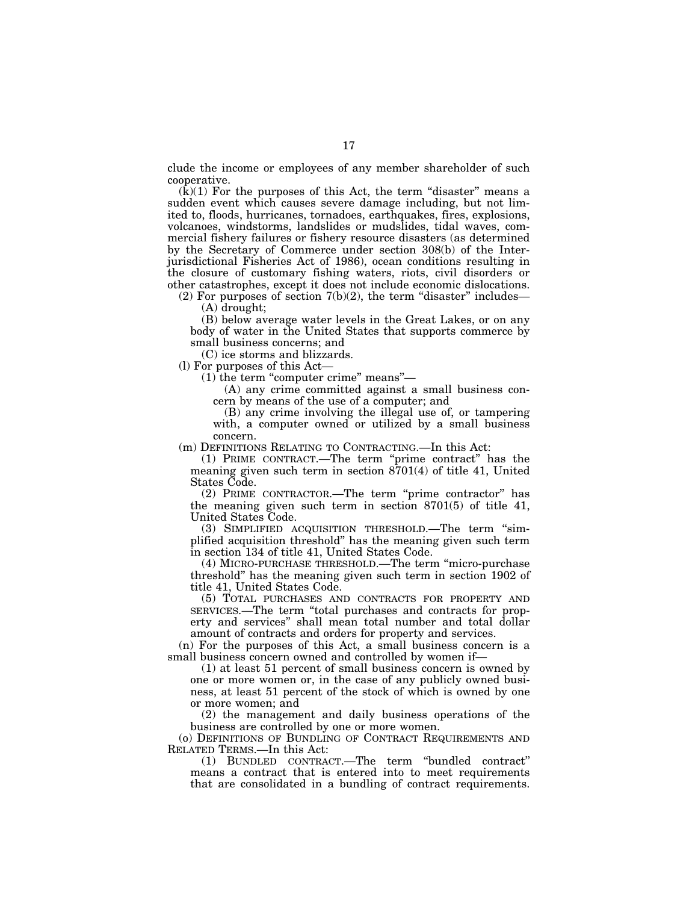clude the income or employees of any member shareholder of such cooperative.

(k)(1) For the purposes of this Act, the term "disaster" means a sudden event which causes severe damage including, but not limited to, floods, hurricanes, tornadoes, earthquakes, fires, explosions, volcanoes, windstorms, landslides or mudslides, tidal waves, commercial fishery failures or fishery resource disasters (as determined by the Secretary of Commerce under section 308(b) of the Interjurisdictional Fisheries Act of 1986), ocean conditions resulting in the closure of customary fishing waters, riots, civil disorders or other catastrophes, except it does not include economic dislocations.

(2) For purposes of section 7(b)(2), the term "disaster" includes—

(A) drought;

(B) below average water levels in the Great Lakes, or on any body of water in the United States that supports commerce by small business concerns; and

(C) ice storms and blizzards.

(l) For purposes of this Act—

(1) the term "computer crime" means"—

(A) any crime committed against a small business concern by means of the use of a computer; and

(B) any crime involving the illegal use of, or tampering with, a computer owned or utilized by a small business concern.

(m) DEFINITIONS RELATING TO CONTRACTING.—In this Act:

(1) PRIME CONTRACT.—The term "prime contract" has the meaning given such term in section 8701(4) of title 41, United States Code.

(2) PRIME CONTRACTOR.—The term "prime contractor" has the meaning given such term in section 8701(5) of title 41, United States Code.

(3) SIMPLIFIED ACQUISITION THRESHOLD.—The term "simplified acquisition threshold" has the meaning given such term in section 134 of title 41, United States Code.

(4) MICRO-PURCHASE THRESHOLD.—The term "micro-purchase threshold" has the meaning given such term in section 1902 of title 41, United States Code.

(5) TOTAL PURCHASES AND CONTRACTS FOR PROPERTY AND SERVICES.—The term "total purchases and contracts for property and services" shall mean total number and total dollar amount of contracts and orders for property and services.

(n) For the purposes of this Act, a small business concern is a small business concern owned and controlled by women if—

(1) at least 51 percent of small business concern is owned by one or more women or, in the case of any publicly owned business, at least 51 percent of the stock of which is owned by one or more women; and

(2) the management and daily business operations of the business are controlled by one or more women.

(o) DEFINITIONS OF BUNDLING OF CONTRACT REQUIREMENTS AND RELATED TERMS.—In this Act:

(1) BUNDLED CONTRACT.—The term "bundled contract" means a contract that is entered into to meet requirements that are consolidated in a bundling of contract requirements.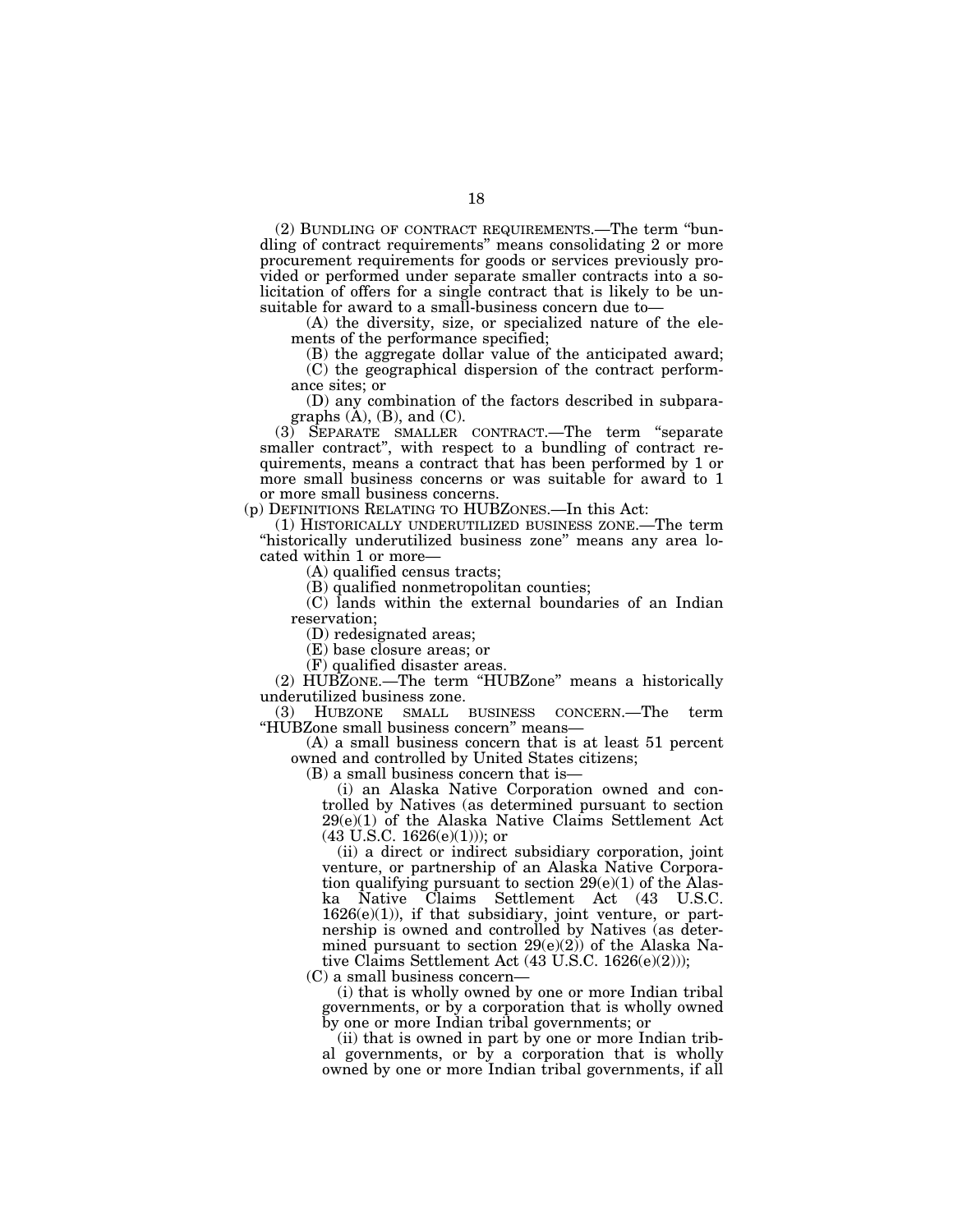(2) BUNDLING OF CONTRACT REQUIREMENTS.—The term "bundling of contract requirements" means consolidating 2 or more procurement requirements for goods or services previously provided or performed under separate smaller contracts into a solicitation of offers for a single contract that is likely to be unsuitable for award to a small-business concern due to—

(A) the diversity, size, or specialized nature of the elements of the performance specified;

(B) the aggregate dollar value of the anticipated award;

(C) the geographical dispersion of the contract performance sites; or

(D) any combination of the factors described in subparagraphs (A), (B), and (C).

(3) SEPARATE SMALLER CONTRACT.—The term "separate smaller contract", with respect to a bundling of contract requirements, means a contract that has been performed by 1 or more small business concerns or was suitable for award to 1 or more small business concerns.

(p) DEFINITIONS RELATING TO HUBZONES.—In this Act:

(1) HISTORICALLY UNDERUTILIZED BUSINESS ZONE.—The term "historically underutilized business zone" means any area located within 1 or more—

(A) qualified census tracts;

(B) qualified nonmetropolitan counties;

(C) lands within the external boundaries of an Indian reservation;

(D) redesignated areas;

(E) base closure areas; or

(F) qualified disaster areas.

(2) HUBZONE.—The term "HUBZone" means a historically underutilized business zone.

(3) HUBZONE SMALL BUSINESS CONCERN.—The term "HUBZone small business concern" means—

(A) a small business concern that is at least 51 percent owned and controlled by United States citizens;

(B) a small business concern that is—

(i) an Alaska Native Corporation owned and controlled by Natives (as determined pursuant to section 29(e)(1) of the Alaska Native Claims Settlement Act (43 U.S.C. 1626(e)(1))); or

(ii) a direct or indirect subsidiary corporation, joint venture, or partnership of an Alaska Native Corporation qualifying pursuant to section 29(e)(1) of the Alaska Native Claims Settlement Act (43 U.S.C. 1626(e)(1)), if that subsidiary, joint venture, or partnership is owned and controlled by Natives (as determined pursuant to section 29(e)(2)) of the Alaska Native Claims Settlement Act (43 U.S.C. 1626(e)(2)));

(C) a small business concern—

(i) that is wholly owned by one or more Indian tribal governments, or by a corporation that is wholly owned by one or more Indian tribal governments; or

(ii) that is owned in part by one or more Indian tribal governments, or by a corporation that is wholly owned by one or more Indian tribal governments, if all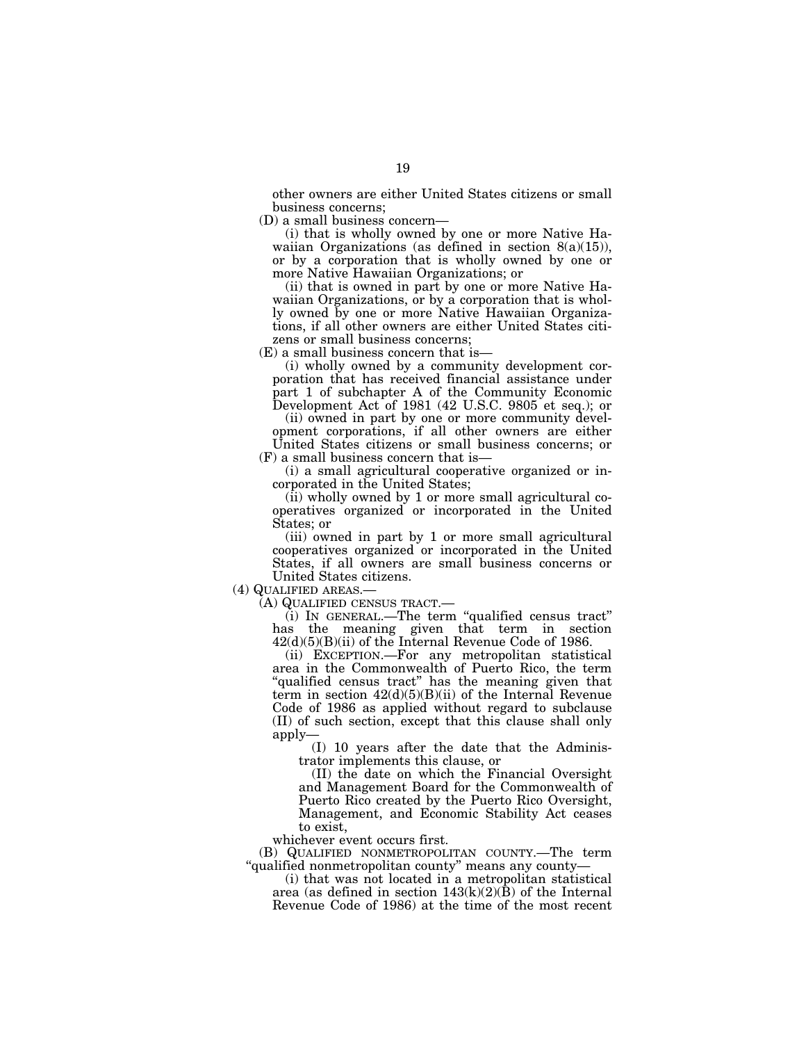other owners are either United States citizens or small business concerns;

(D) a small business concern—

(i) that is wholly owned by one or more Native Hawaiian Organizations (as defined in section 8(a)(15)), or by a corporation that is wholly owned by one or more Native Hawaiian Organizations; or

(ii) that is owned in part by one or more Native Hawaiian Organizations, or by a corporation that is wholly owned by one or more Native Hawaiian Organizations, if all other owners are either United States citizens or small business concerns;

(E) a small business concern that is—

(i) wholly owned by a community development corporation that has received financial assistance under part 1 of subchapter A of the Community Economic Development Act of 1981 (42 U.S.C. 9805 et seq.); or

(ii) owned in part by one or more community development corporations, if all other owners are either United States citizens or small business concerns; or

(F) a small business concern that is—

(i) a small agricultural cooperative organized or incorporated in the United States;

(ii) wholly owned by 1 or more small agricultural cooperatives organized or incorporated in the United States; or

(iii) owned in part by 1 or more small agricultural cooperatives organized or incorporated in the United States, if all owners are small business concerns or United States citizens.

(4) QUALIFIED AREAS.—

(A) QUALIFIED CENSUS TRACT.—

(i) IN GENERAL.—The term "qualified census tract" has the meaning given that term in section 42(d)(5)(B)(ii) of the Internal Revenue Code of 1986.

(ii) EXCEPTION.—For any metropolitan statistical area in the Commonwealth of Puerto Rico, the term "qualified census tract" has the meaning given that term in section 42(d)(5)(B)(ii) of the Internal Revenue Code of 1986 as applied without regard to subclause (II) of such section, except that this clause shall only apply—

(I) 10 years after the date that the Administrator implements this clause, or

(II) the date on which the Financial Oversight and Management Board for the Commonwealth of Puerto Rico created by the Puerto Rico Oversight, Management, and Economic Stability Act ceases to exist,

whichever event occurs first.

(B) QUALIFIED NONMETROPOLITAN COUNTY.—The term "qualified nonmetropolitan county" means any county—

(i) that was not located in a metropolitan statistical area (as defined in section 143(k)(2)(B) of the Internal Revenue Code of 1986) at the time of the most recent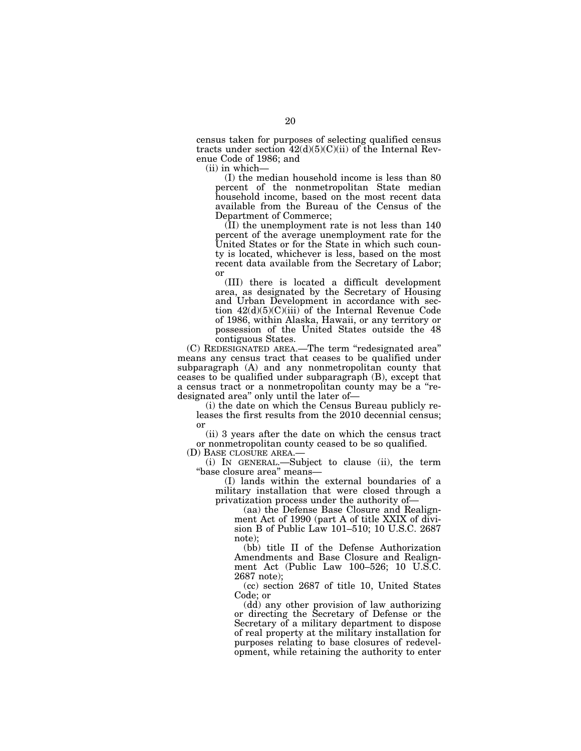census taken for purposes of selecting qualified census tracts under section 42(d)(5)(C)(ii) of the Internal Revenue Code of 1986; and

(ii) in which—

(I) the median household income is less than 80 percent of the nonmetropolitan State median household income, based on the most recent data available from the Bureau of the Census of the Department of Commerce;

(II) the unemployment rate is not less than 140 percent of the average unemployment rate for the United States or for the State in which such county is located, whichever is less, based on the most recent data available from the Secretary of Labor; or

(III) there is located a difficult development area, as designated by the Secretary of Housing and Urban Development in accordance with section 42(d)(5)(C)(iii) of the Internal Revenue Code of 1986, within Alaska, Hawaii, or any territory or possession of the United States outside the 48 contiguous States.

(C) REDESIGNATED AREA.—The term "redesignated area" means any census tract that ceases to be qualified under subparagraph (A) and any nonmetropolitan county that ceases to be qualified under subparagraph (B), except that a census tract or a nonmetropolitan county may be a "redesignated area" only until the later of—

(i) the date on which the Census Bureau publicly releases the first results from the 2010 decennial census; or

(ii) 3 years after the date on which the census tract or nonmetropolitan county ceased to be so qualified.

(D) BASE CLOSURE AREA.—

(i) IN GENERAL.—Subject to clause (ii), the term "base closure area" means—

(I) lands within the external boundaries of a military installation that were closed through a privatization process under the authority of—

(aa) the Defense Base Closure and Realignment Act of 1990 (part A of title XXIX of division B of Public Law 101–510; 10 U.S.C. 2687 note);

(bb) title II of the Defense Authorization Amendments and Base Closure and Realignment Act (Public Law 100–526; 10 U.S.C. 2687 note);

(cc) section 2687 of title 10, United States Code; or

(dd) any other provision of law authorizing or directing the Secretary of Defense or the Secretary of a military department to dispose of real property at the military installation for purposes relating to base closures of redevelopment, while retaining the authority to enter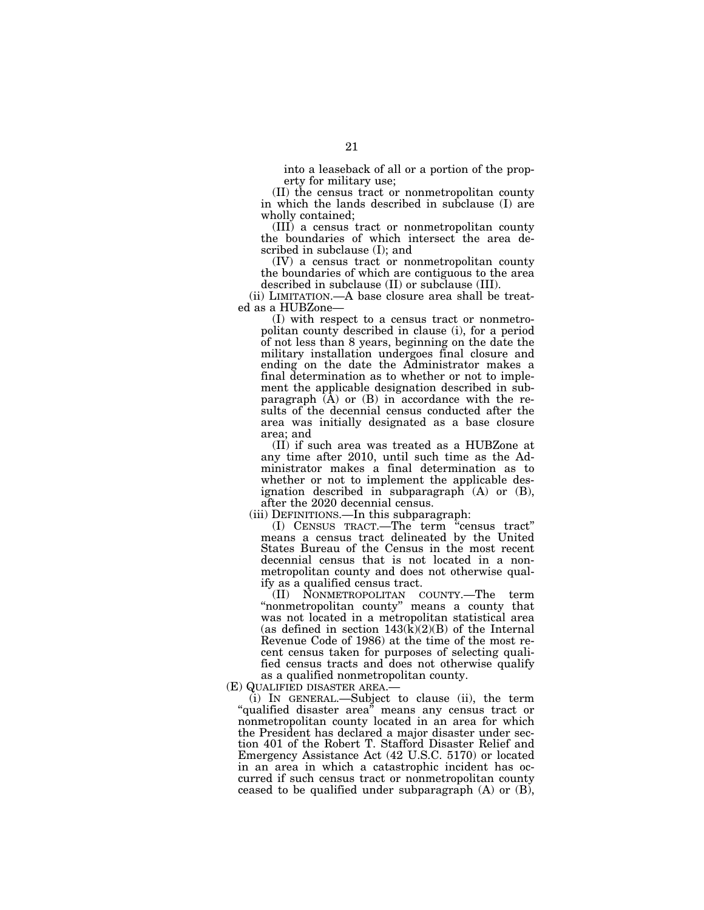into a leaseback of all or a portion of the property for military use;

(II) the census tract or nonmetropolitan county in which the lands described in subclause (I) are wholly contained;

(III) a census tract or nonmetropolitan county the boundaries of which intersect the area described in subclause (I); and

(IV) a census tract or nonmetropolitan county the boundaries of which are contiguous to the area described in subclause (II) or subclause (III).

(ii) LIMITATION.—A base closure area shall be treated as a HUBZone—

(I) with respect to a census tract or nonmetropolitan county described in clause (i), for a period of not less than 8 years, beginning on the date the military installation undergoes final closure and ending on the date the Administrator makes a final determination as to whether or not to implement the applicable designation described in subparagraph (A) or (B) in accordance with the results of the decennial census conducted after the area was initially designated as a base closure area; and

(II) if such area was treated as a HUBZone at any time after 2010, until such time as the Administrator makes a final determination as to whether or not to implement the applicable designation described in subparagraph (A) or (B), after the 2020 decennial census.

(iii) DEFINITIONS.—In this subparagraph:

(I) CENSUS TRACT.—The term "census tract" means a census tract delineated by the United States Bureau of the Census in the most recent decennial census that is not located in a nonmetropolitan county and does not otherwise qualify as a qualified census tract.

(II) NONMETROPOLITAN COUNTY.—The term "nonmetropolitan county" means a county that was not located in a metropolitan statistical area (as defined in section 143(k)(2)(B) of the Internal Revenue Code of 1986) at the time of the most recent census taken for purposes of selecting qualified census tracts and does not otherwise qualify as a qualified nonmetropolitan county.

(E) QUALIFIED DISASTER AREA.—

(i) IN GENERAL.—Subject to clause (ii), the term "qualified disaster area" means any census tract or nonmetropolitan county located in an area for which the President has declared a major disaster under section 401 of the Robert T. Stafford Disaster Relief and Emergency Assistance Act (42 U.S.C. 5170) or located in an area in which a catastrophic incident has occurred if such census tract or nonmetropolitan county ceased to be qualified under subparagraph (A) or (B),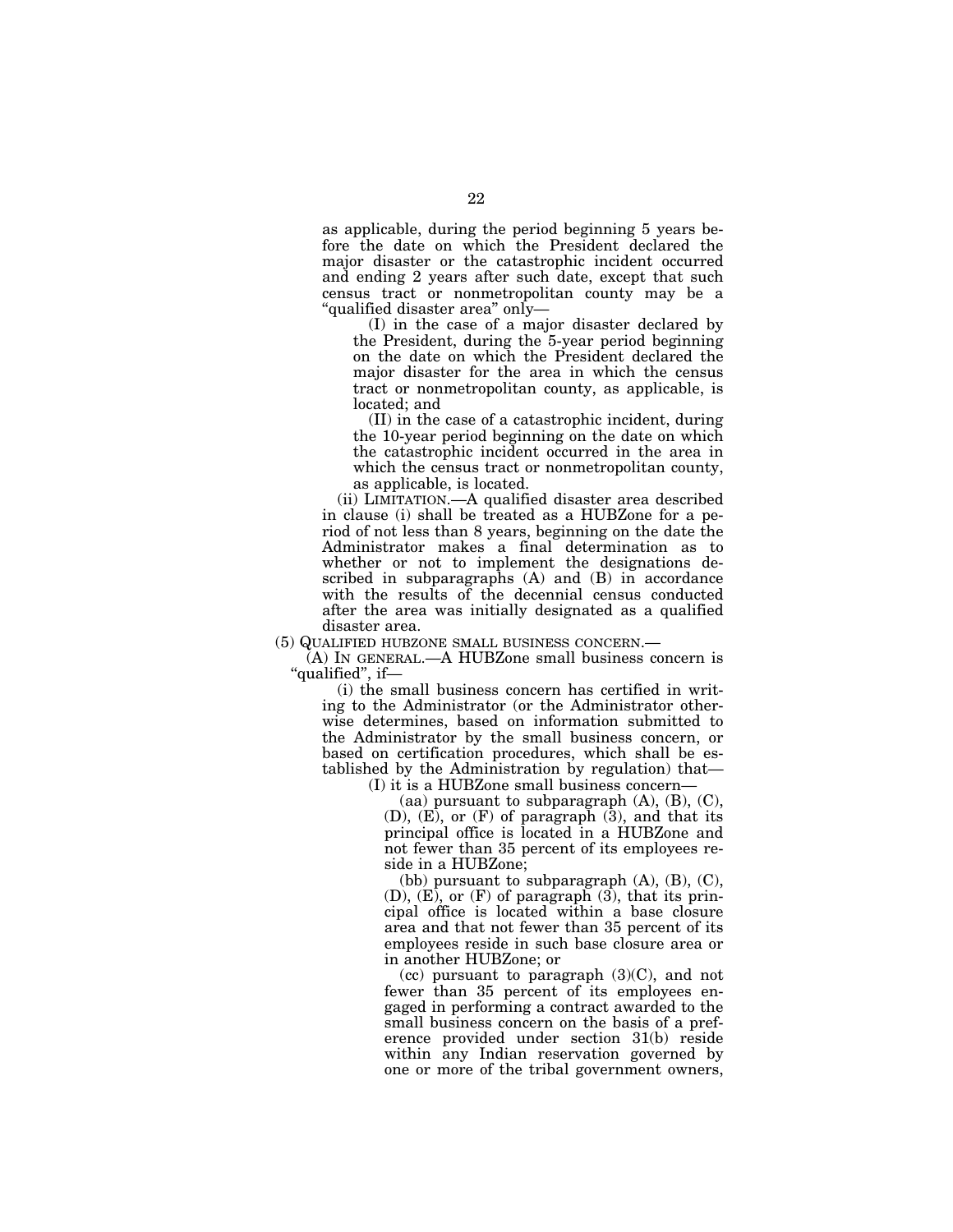as applicable, during the period beginning 5 years before the date on which the President declared the major disaster or the catastrophic incident occurred and ending 2 years after such date, except that such census tract or nonmetropolitan county may be a "qualified disaster area" only—

(I) in the case of a major disaster declared by the President, during the 5-year period beginning on the date on which the President declared the major disaster for the area in which the census tract or nonmetropolitan county, as applicable, is located; and

(II) in the case of a catastrophic incident, during the 10-year period beginning on the date on which the catastrophic incident occurred in the area in which the census tract or nonmetropolitan county, as applicable, is located.

(ii) LIMITATION.—A qualified disaster area described in clause (i) shall be treated as a HUBZone for a period of not less than 8 years, beginning on the date the Administrator makes a final determination as to whether or not to implement the designations described in subparagraphs (A) and (B) in accordance with the results of the decennial census conducted after the area was initially designated as a qualified disaster area.

(5) QUALIFIED HUBZONE SMALL BUSINESS CONCERN.—

(A) IN GENERAL.—A HUBZone small business concern is "qualified", if—

(i) the small business concern has certified in writing to the Administrator (or the Administrator otherwise determines, based on information submitted to the Administrator by the small business concern, or based on certification procedures, which shall be established by the Administration by regulation) that—

(I) it is a HUBZone small business concern—

(aa) pursuant to subparagraph (A), (B), (C), (D), (E), or (F) of paragraph (3), and that its principal office is located in a HUBZone and not fewer than 35 percent of its employees reside in a HUBZone;

(bb) pursuant to subparagraph (A), (B), (C), (D), (E), or (F) of paragraph (3), that its principal office is located within a base closure area and that not fewer than 35 percent of its employees reside in such base closure area or in another HUBZone; or

(cc) pursuant to paragraph (3)(C), and not fewer than 35 percent of its employees engaged in performing a contract awarded to the small business concern on the basis of a preference provided under section 31(b) reside within any Indian reservation governed by one or more of the tribal government owners,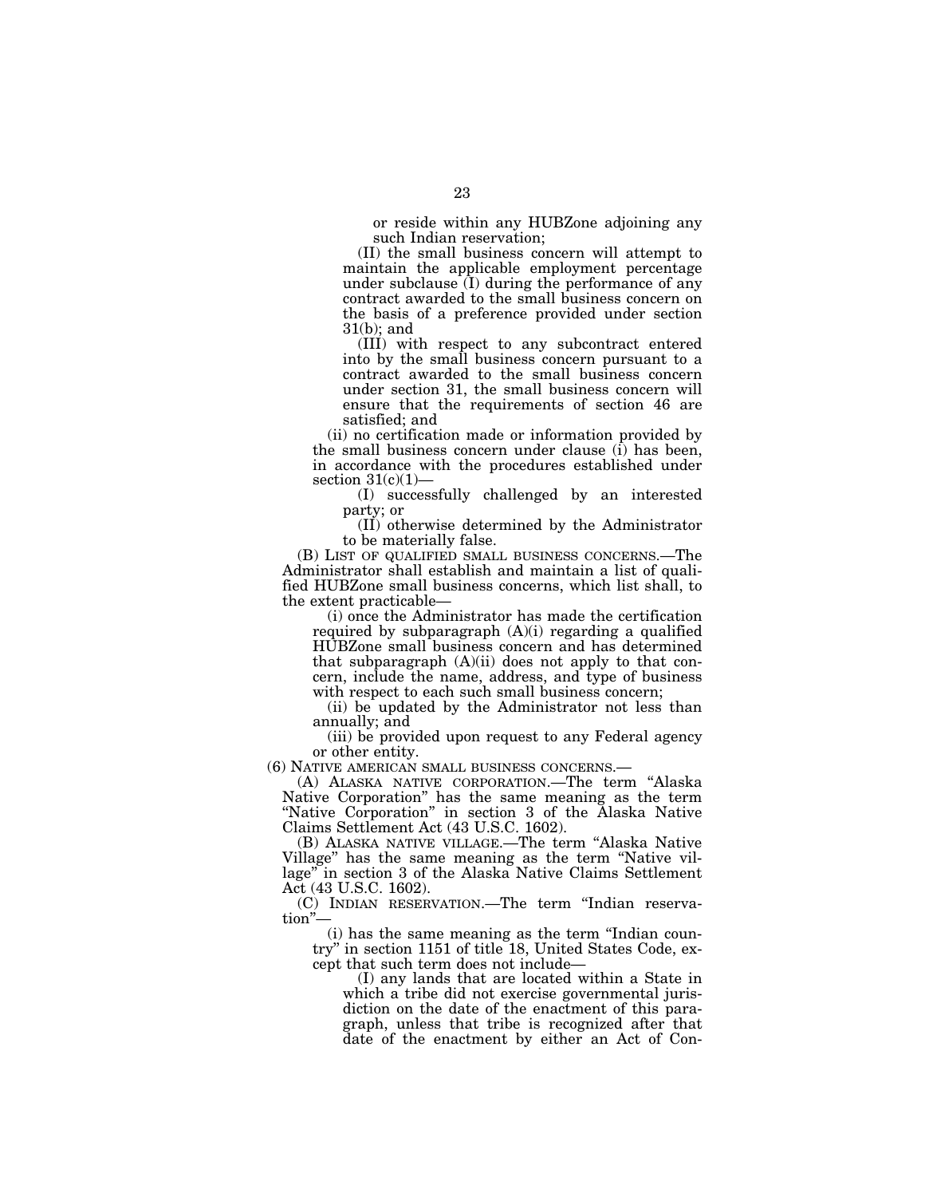or reside within any HUBZone adjoining any such Indian reservation;

(II) the small business concern will attempt to maintain the applicable employment percentage under subclause (I) during the performance of any contract awarded to the small business concern on the basis of a preference provided under section 31(b); and

(III) with respect to any subcontract entered into by the small business concern pursuant to a contract awarded to the small business concern under section 31, the small business concern will ensure that the requirements of section 46 are satisfied; and

(ii) no certification made or information provided by the small business concern under clause (i) has been, in accordance with the procedures established under section 31(c)(1)—

(I) successfully challenged by an interested party; or

(II) otherwise determined by the Administrator to be materially false.

(B) LIST OF QUALIFIED SMALL BUSINESS CONCERNS.—The Administrator shall establish and maintain a list of qualified HUBZone small business concerns, which list shall, to the extent practicable—

(i) once the Administrator has made the certification required by subparagraph (A)(i) regarding a qualified HUBZone small business concern and has determined that subparagraph (A)(ii) does not apply to that concern, include the name, address, and type of business with respect to each such small business concern;

(ii) be updated by the Administrator not less than annually; and

(iii) be provided upon request to any Federal agency or other entity.

(6) NATIVE AMERICAN SMALL BUSINESS CONCERNS.—

(A) ALASKA NATIVE CORPORATION.—The term "Alaska Native Corporation" has the same meaning as the term "Native Corporation" in section 3 of the Alaska Native Claims Settlement Act (43 U.S.C. 1602).

(B) ALASKA NATIVE VILLAGE.—The term "Alaska Native Village" has the same meaning as the term "Native village" in section 3 of the Alaska Native Claims Settlement Act (43 U.S.C. 1602).

(C) INDIAN RESERVATION.—The term "Indian reservation"—

(i) has the same meaning as the term "Indian country" in section 1151 of title 18, United States Code, except that such term does not include—

(I) any lands that are located within a State in which a tribe did not exercise governmental jurisdiction on the date of the enactment of this paragraph, unless that tribe is recognized after that date of the enactment by either an Act of Con-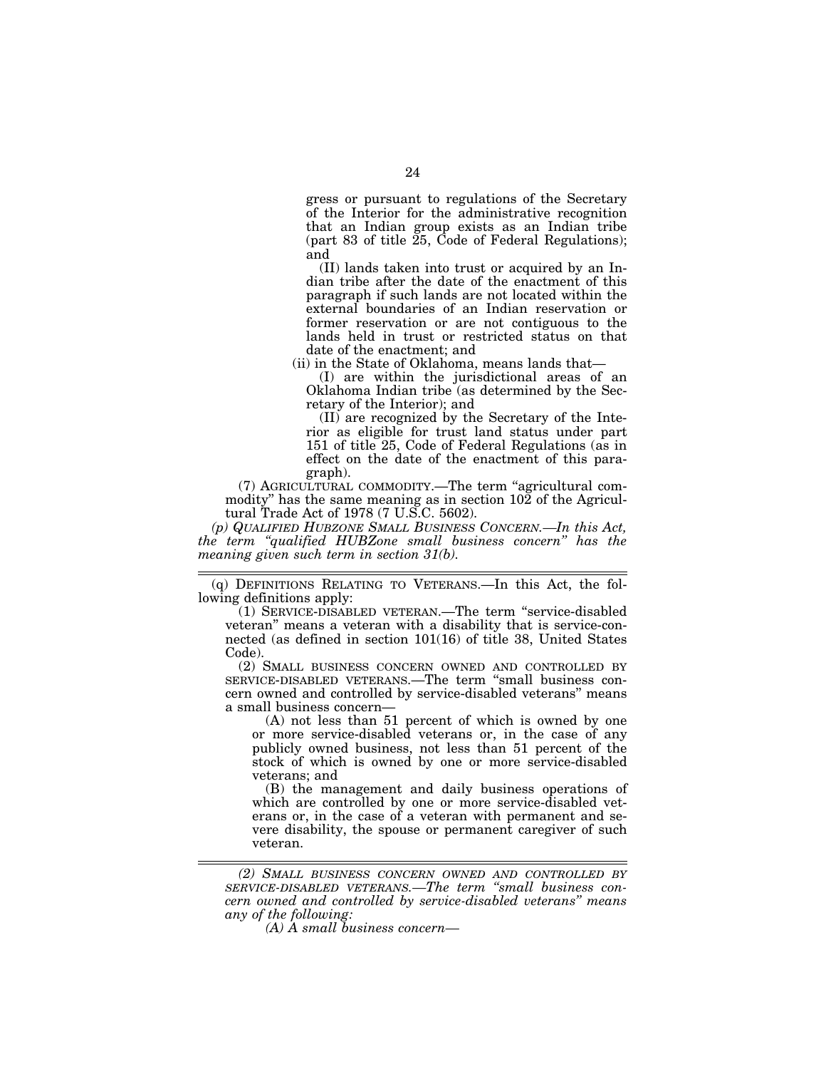gress or pursuant to regulations of the Secretary of the Interior for the administrative recognition that an Indian group exists as an Indian tribe (part 83 of title 25, Code of Federal Regulations); and

(II) lands taken into trust or acquired by an Indian tribe after the date of the enactment of this paragraph if such lands are not located within the external boundaries of an Indian reservation or former reservation or are not contiguous to the lands held in trust or restricted status on that date of the enactment; and

(ii) in the State of Oklahoma, means lands that—

(I) are within the jurisdictional areas of an Oklahoma Indian tribe (as determined by the Secretary of the Interior); and

(II) are recognized by the Secretary of the Interior as eligible for trust land status under part 151 of title 25, Code of Federal Regulations (as in effect on the date of the enactment of this paragraph).

(7) AGRICULTURAL COMMODITY.—The term "agricultural commodity" has the same meaning as in section 102 of the Agricultural Trade Act of 1978 (7 U.S.C. 5602).

*(p) QUALIFIED HUBZONE SMALL BUSINESS CONCERN.—In this Act, the term "qualified HUBZone small business concern" has the meaning given such term in section 31(b).*

---

(q) DEFINITIONS RELATING TO VETERANS.—In this Act, the following definitions apply:

(1) SERVICE-DISABLED VETERAN.—The term "service-disabled veteran" means a veteran with a disability that is service-connected (as defined in section 101(16) of title 38, United States Code).

(2) SMALL BUSINESS CONCERN OWNED AND CONTROLLED BY SERVICE-DISABLED VETERANS.—The term "small business concern owned and controlled by service-disabled veterans" means a small business concern—

(A) not less than 51 percent of which is owned by one or more service-disabled veterans or, in the case of any publicly owned business, not less than 51 percent of the stock of which is owned by one or more service-disabled veterans; and

(B) the management and daily business operations of which are controlled by one or more service-disabled veterans or, in the case of a veteran with permanent and severe disability, the spouse or permanent caregiver of such veteran.

---

*(2) SMALL BUSINESS CONCERN OWNED AND CONTROLLED BY SERVICE-DISABLED VETERANS.—The term "small business concern owned and controlled by service-disabled veterans" means any of the following:*

*(A) A small business concern—*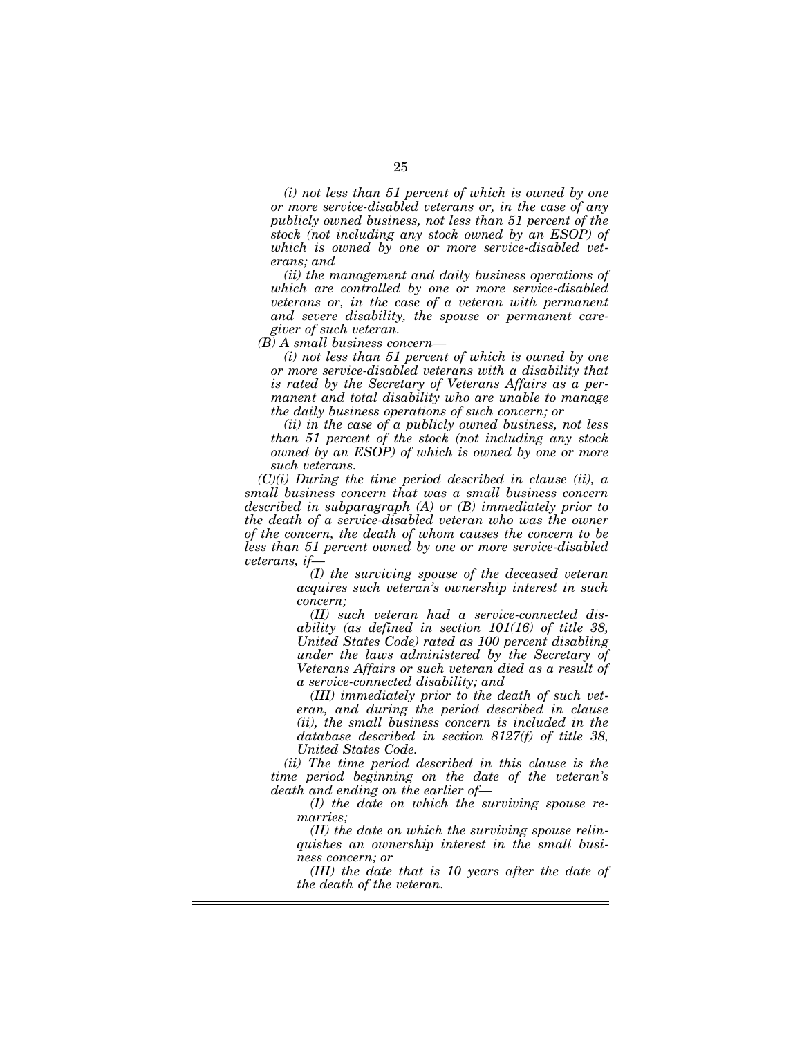*(i) not less than 51 percent of which is owned by one or more service-disabled veterans or, in the case of any publicly owned business, not less than 51 percent of the stock (not including any stock owned by an ESOP) of which is owned by one or more service-disabled veterans; and*

*(ii) the management and daily business operations of which are controlled by one or more service-disabled veterans or, in the case of a veteran with permanent and severe disability, the spouse or permanent caregiver of such veteran.*

*(B) A small business concern—*

*(i) not less than 51 percent of which is owned by one or more service-disabled veterans with a disability that is rated by the Secretary of Veterans Affairs as a permanent and total disability who are unable to manage the daily business operations of such concern; or*

*(ii) in the case of a publicly owned business, not less than 51 percent of the stock (not including any stock owned by an ESOP) of which is owned by one or more such veterans.*

*(C)(i) During the time period described in clause (ii), a small business concern that was a small business concern described in subparagraph (A) or (B) immediately prior to the death of a service-disabled veteran who was the owner of the concern, the death of whom causes the concern to be less than 51 percent owned by one or more service-disabled veterans, if—*

*(I) the surviving spouse of the deceased veteran acquires such veteran's ownership interest in such concern;*

*(II) such veteran had a service-connected disability (as defined in section 101(16) of title 38, United States Code) rated as 100 percent disabling under the laws administered by the Secretary of Veterans Affairs or such veteran died as a result of a service-connected disability; and*

*(III) immediately prior to the death of such veteran, and during the period described in clause (ii), the small business concern is included in the database described in section 8127(f) of title 38, United States Code.*

*(ii) The time period described in this clause is the time period beginning on the date of the veteran's death and ending on the earlier of—*

*(I) the date on which the surviving spouse remarries;*

*(II) the date on which the surviving spouse relinquishes an ownership interest in the small business concern; or*

*(III) the date that is 10 years after the date of the death of the veteran.*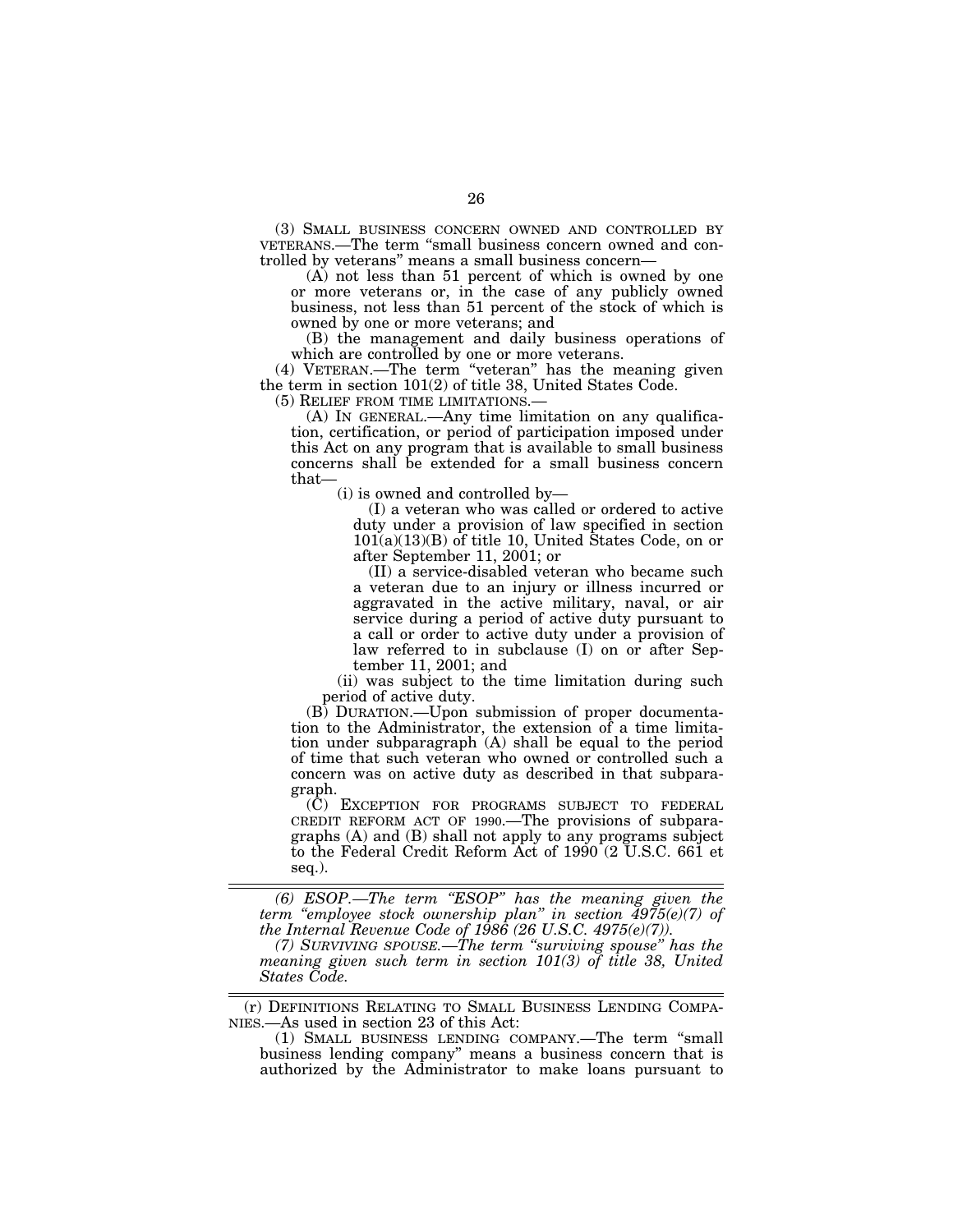(3) SMALL BUSINESS CONCERN OWNED AND CONTROLLED BY VETERANS.—The term "small business concern owned and controlled by veterans" means a small business concern—

(A) not less than 51 percent of which is owned by one or more veterans or, in the case of any publicly owned business, not less than 51 percent of the stock of which is owned by one or more veterans; and

(B) the management and daily business operations of which are controlled by one or more veterans.

(4) VETERAN.—The term "veteran" has the meaning given the term in section 101(2) of title 38, United States Code.

(5) RELIEF FROM TIME LIMITATIONS.—

(A) IN GENERAL.—Any time limitation on any qualification, certification, or period of participation imposed under this Act on any program that is available to small business concerns shall be extended for a small business concern that—

(i) is owned and controlled by—

(I) a veteran who was called or ordered to active duty under a provision of law specified in section 101(a)(13)(B) of title 10, United States Code, on or after September 11, 2001; or

(II) a service-disabled veteran who became such a veteran due to an injury or illness incurred or aggravated in the active military, naval, or air service during a period of active duty pursuant to a call or order to active duty under a provision of law referred to in subclause (I) on or after September 11, 2001; and

(ii) was subject to the time limitation during such period of active duty.

(B) DURATION.—Upon submission of proper documentation to the Administrator, the extension of a time limitation under subparagraph (A) shall be equal to the period of time that such veteran who owned or controlled such a concern was on active duty as described in that subparagraph.

(C) EXCEPTION FOR PROGRAMS SUBJECT TO FEDERAL CREDIT REFORM ACT OF 1990.—The provisions of subparagraphs (A) and (B) shall not apply to any programs subject to the Federal Credit Reform Act of 1990 (2 U.S.C. 661 et seq.).

---

*(6) ESOP.—The term "ESOP" has the meaning given the term "employee stock ownership plan" in section 4975(e)(7) of the Internal Revenue Code of 1986 (26 U.S.C. 4975(e)(7)).*

*(7) SURVIVING SPOUSE.—The term "surviving spouse" has the meaning given such term in section 101(3) of title 38, United States Code.*

---

(r) DEFINITIONS RELATING TO SMALL BUSINESS LENDING COMPANIES.—As used in section 23 of this Act:

(1) SMALL BUSINESS LENDING COMPANY.—The term "small business lending company" means a business concern that is authorized by the Administrator to make loans pursuant to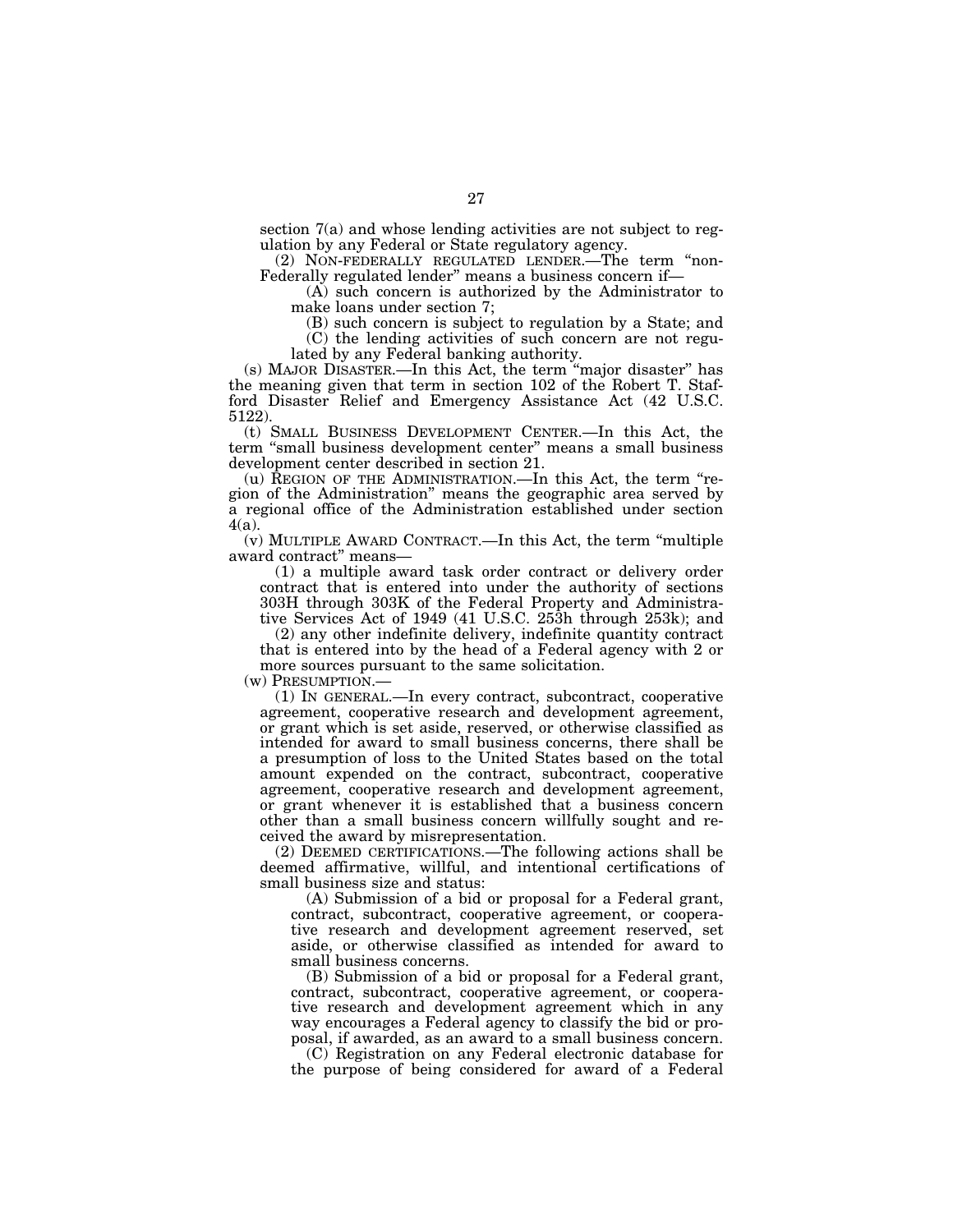section 7(a) and whose lending activities are not subject to regulation by any Federal or State regulatory agency.

(2) NON-FEDERALLY REGULATED LENDER.—The term "non-Federally regulated lender" means a business concern if—

(A) such concern is authorized by the Administrator to make loans under section 7;

(B) such concern is subject to regulation by a State; and

(C) the lending activities of such concern are not regulated by any Federal banking authority.

(s) MAJOR DISASTER.—In this Act, the term "major disaster" has the meaning given that term in section 102 of the Robert T. Stafford Disaster Relief and Emergency Assistance Act (42 U.S.C. 5122).

(t) SMALL BUSINESS DEVELOPMENT CENTER.—In this Act, the term "small business development center" means a small business development center described in section 21.

(u) REGION OF THE ADMINISTRATION.—In this Act, the term "region of the Administration" means the geographic area served by a regional office of the Administration established under section 4(a).

(v) MULTIPLE AWARD CONTRACT.—In this Act, the term "multiple award contract" means—

(1) a multiple award task order contract or delivery order contract that is entered into under the authority of sections 303H through 303K of the Federal Property and Administrative Services Act of 1949 (41 U.S.C. 253h through 253k); and

(2) any other indefinite delivery, indefinite quantity contract that is entered into by the head of a Federal agency with 2 or more sources pursuant to the same solicitation.

(w) PRESUMPTION.—

(1) IN GENERAL.—In every contract, subcontract, cooperative agreement, cooperative research and development agreement, or grant which is set aside, reserved, or otherwise classified as intended for award to small business concerns, there shall be a presumption of loss to the United States based on the total amount expended on the contract, subcontract, cooperative agreement, cooperative research and development agreement, or grant whenever it is established that a business concern other than a small business concern willfully sought and received the award by misrepresentation.

(2) DEEMED CERTIFICATIONS.—The following actions shall be deemed affirmative, willful, and intentional certifications of small business size and status:

(A) Submission of a bid or proposal for a Federal grant, contract, subcontract, cooperative agreement, or cooperative research and development agreement reserved, set aside, or otherwise classified as intended for award to small business concerns.

(B) Submission of a bid or proposal for a Federal grant, contract, subcontract, cooperative agreement, or cooperative research and development agreement which in any way encourages a Federal agency to classify the bid or proposal, if awarded, as an award to a small business concern.

(C) Registration on any Federal electronic database for the purpose of being considered for award of a Federal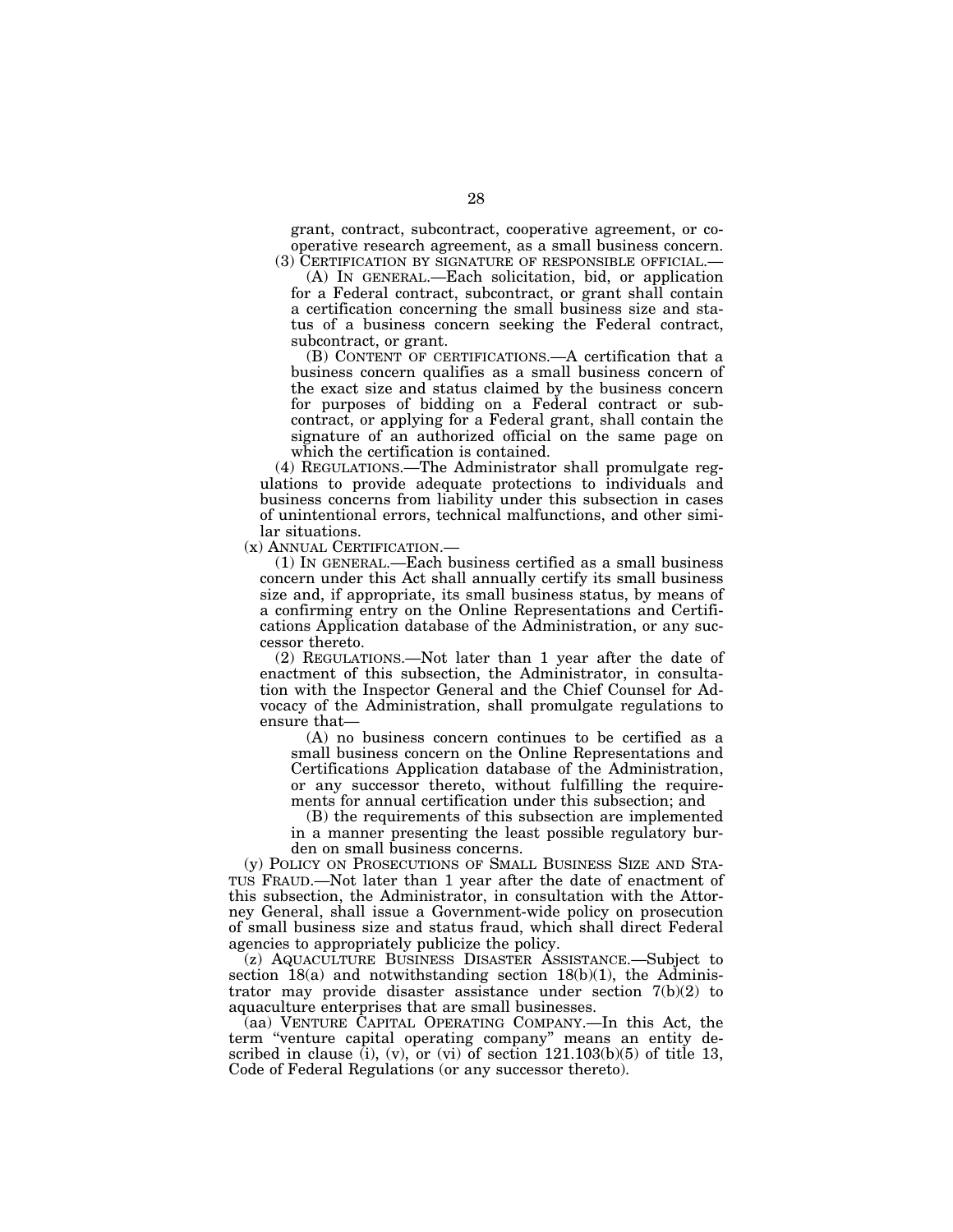grant, contract, subcontract, cooperative agreement, or cooperative research agreement, as a small business concern.

(3) CERTIFICATION BY SIGNATURE OF RESPONSIBLE OFFICIAL.—

(A) IN GENERAL.—Each solicitation, bid, or application for a Federal contract, subcontract, or grant shall contain a certification concerning the small business size and status of a business concern seeking the Federal contract, subcontract, or grant.

(B) CONTENT OF CERTIFICATIONS.—A certification that a business concern qualifies as a small business concern of the exact size and status claimed by the business concern for purposes of bidding on a Federal contract or subcontract, or applying for a Federal grant, shall contain the signature of an authorized official on the same page on which the certification is contained.

(4) REGULATIONS.—The Administrator shall promulgate regulations to provide adequate protections to individuals and business concerns from liability under this subsection in cases of unintentional errors, technical malfunctions, and other similar situations.

(x) ANNUAL CERTIFICATION.—

(1) IN GENERAL.—Each business certified as a small business concern under this Act shall annually certify its small business size and, if appropriate, its small business status, by means of a confirming entry on the Online Representations and Certifications Application database of the Administration, or any successor thereto.

(2) REGULATIONS.—Not later than 1 year after the date of enactment of this subsection, the Administrator, in consultation with the Inspector General and the Chief Counsel for Advocacy of the Administration, shall promulgate regulations to ensure that—

(A) no business concern continues to be certified as a small business concern on the Online Representations and Certifications Application database of the Administration, or any successor thereto, without fulfilling the requirements for annual certification under this subsection; and

(B) the requirements of this subsection are implemented in a manner presenting the least possible regulatory burden on small business concerns.

(y) POLICY ON PROSECUTIONS OF SMALL BUSINESS SIZE AND STATUS FRAUD.—Not later than 1 year after the date of enactment of this subsection, the Administrator, in consultation with the Attorney General, shall issue a Government-wide policy on prosecution of small business size and status fraud, which shall direct Federal agencies to appropriately publicize the policy.

(z) AQUACULTURE BUSINESS DISASTER ASSISTANCE.—Subject to section 18(a) and notwithstanding section 18(b)(1), the Administrator may provide disaster assistance under section 7(b)(2) to aquaculture enterprises that are small businesses.

(aa) VENTURE CAPITAL OPERATING COMPANY.—In this Act, the term "venture capital operating company" means an entity described in clause (i), (v), or (vi) of section 121.103(b)(5) of title 13, Code of Federal Regulations (or any successor thereto).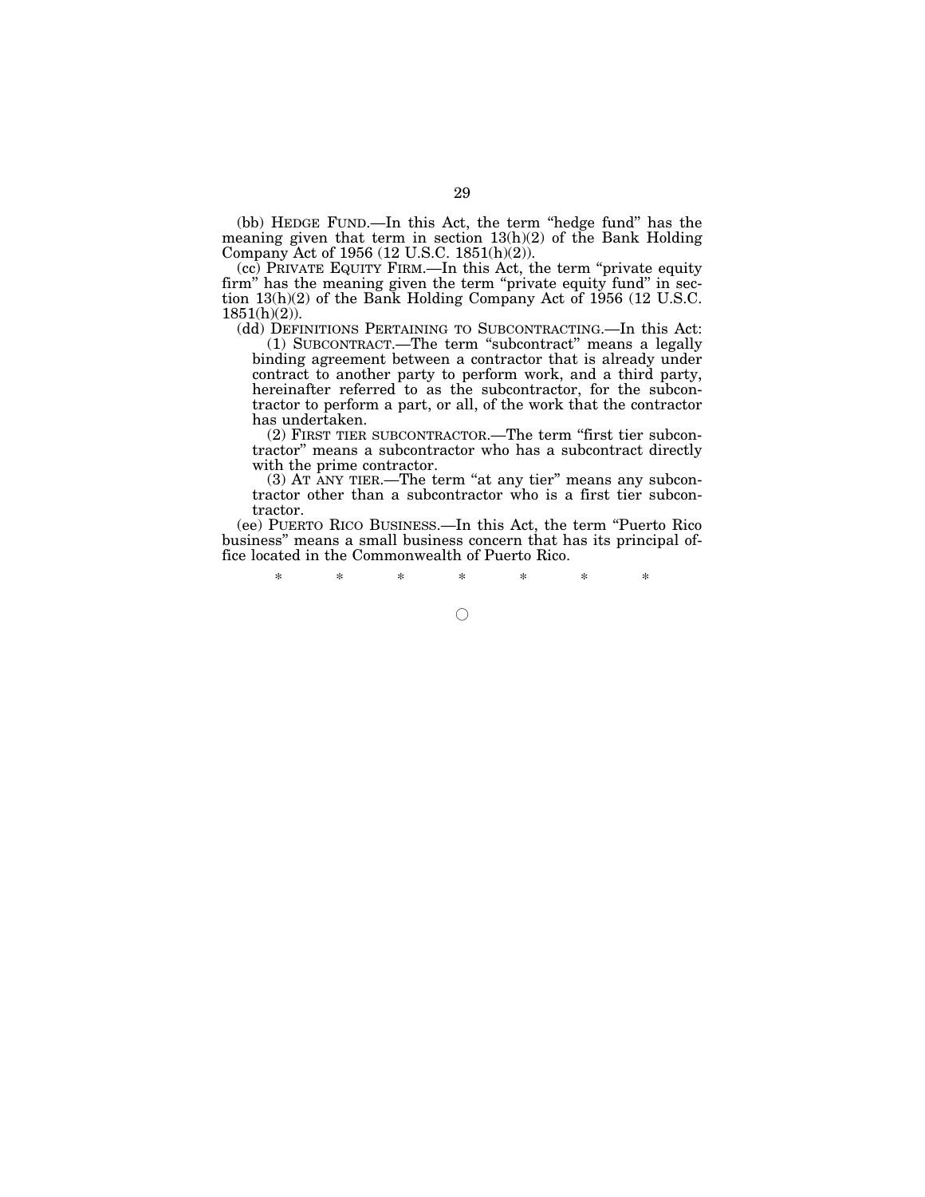(bb) HEDGE FUND.—In this Act, the term "hedge fund" has the meaning given that term in section 13(h)(2) of the Bank Holding Company Act of 1956 (12 U.S.C. 1851(h)(2)).

(cc) PRIVATE EQUITY FIRM.—In this Act, the term "private equity firm" has the meaning given the term "private equity fund" in section 13(h)(2) of the Bank Holding Company Act of 1956 (12 U.S.C. 1851(h)(2)).

(dd) DEFINITIONS PERTAINING TO SUBCONTRACTING.—In this Act:

(1) SUBCONTRACT.—The term "subcontract" means a legally binding agreement between a contractor that is already under contract to another party to perform work, and a third party, hereinafter referred to as the subcontractor, for the subcontractor to perform a part, or all, of the work that the contractor has undertaken.

(2) FIRST TIER SUBCONTRACTOR.—The term "first tier subcontractor" means a subcontractor who has a subcontract directly with the prime contractor.

(3) AT ANY TIER.—The term "at any tier" means any subcontractor other than a subcontractor who is a first tier subcontractor.

(ee) PUERTO RICO BUSINESS.—In this Act, the term "Puerto Rico business" means a small business concern that has its principal office located in the Commonwealth of Puerto Rico.

\* \* \* \* \* \* \*

○